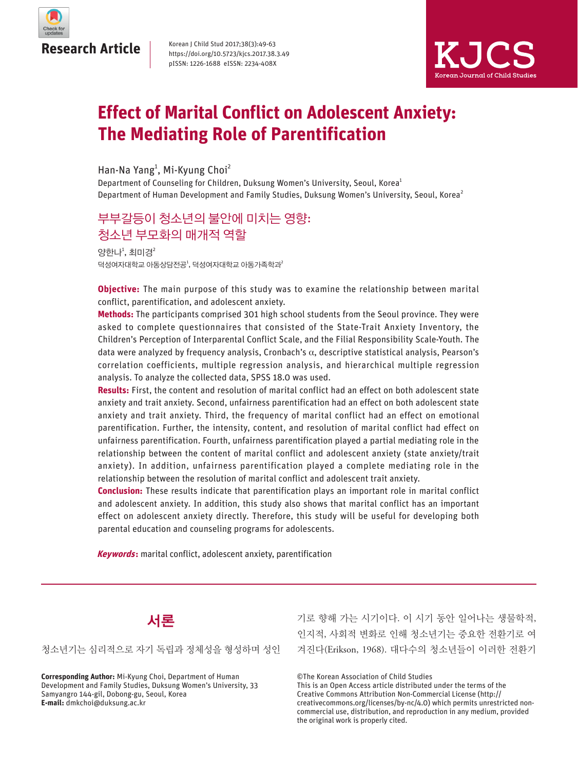Research Article

# Effect of Marital Conflict on Adolescent Anxiety: The Mediating Role of Parentification

Han-Na Yang[1], Mi-Kyung Choi[2]

Department of Counseling for Children, Duksung Women's University, Seoul, Korea[1]
Department of Human Development and Family Studies, Duksung Women's University, Seoul, Korea[2]

# 부부갈등이 청소년의 불안에 미치는 영향: 청소년 부모화의 매개적 역할

양한나[1], 최미경[2]

덕성여자대학교 아동상담전공[1], 덕성여자대학교 아동가족학과[2]

**Objective:** The main purpose of this study was to examine the relationship between marital conflict, parentification, and adolescent anxiety.

**Methods:** The participants comprised 301 high school students from the Seoul province. They were asked to complete questionnaires that consisted of the State-Trait Anxiety Inventory, the Children's Perception of Interparental Conflict Scale, and the Filial Responsibility Scale-Youth. The data were analyzed by frequency analysis, Cronbach's $\alpha$, descriptive statistical analysis, Pearson's correlation coefficients, multiple regression analysis, and hierarchical multiple regression analysis. To analyze the collected data, SPSS 18.0 was used.

**Results:** First, the content and resolution of marital conflict had an effect on both adolescent state anxiety and trait anxiety. Second, unfairness parentification had an effect on both adolescent state anxiety and trait anxiety. Third, the frequency of marital conflict had an effect on emotional parentification. Further, the intensity, content, and resolution of marital conflict had effect on unfairness parentification. Fourth, unfairness parentification played a partial mediating role in the relationship between the content of marital conflict and adolescent anxiety (state anxiety/trait anxiety). In addition, unfairness parentification played a complete mediating role in the relationship between the resolution of marital conflict and adolescent trait anxiety.

**Conclusion:** These results indicate that parentification plays an important role in marital conflict and adolescent anxiety. In addition, this study also shows that marital conflict has an important effect on adolescent anxiety directly. Therefore, this study will be useful for developing both parental education and counseling programs for adolescents.

***Keywords*:** marital conflict, adolescent anxiety, parentification

## 서론

청소년기는 심리적으로 자기 독립과 정체성을 형성하며 성인기로 향해 가는 시기이다. 이 시기 동안 일어나는 생물학적, 인지적, 사회적 변화로 인해 청소년기는 중요한 전환기로 여겨진다(Erikson, 1968). 대다수의 청소년들이 이러한 전환기

**Corresponding Author:** Mi-Kyung Choi, Department of Human Development and Family Studies, Duksung Women's University, 33 Samyangro 144-gil, Dobong-gu, Seoul, Korea
**E-mail:** dmkchoi@duksung.ac.kr

©The Korean Association of Child Studies
This is an Open Access article distributed under the terms of the Creative Commons Attribution Non-Commercial License (http://creativecommons.org/licenses/by-nc/4.0) which permits unrestricted non-commercial use, distribution, and reproduction in any medium, provided the original work is properly cited.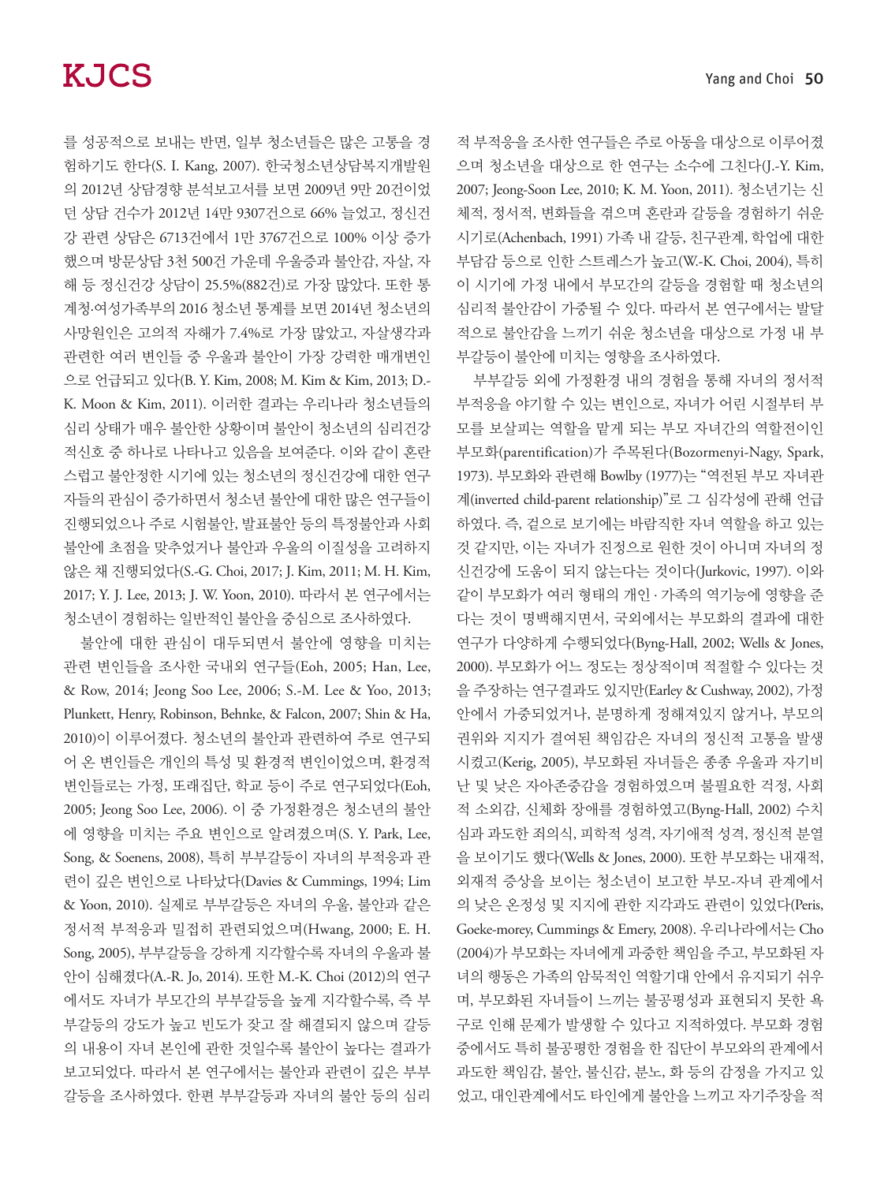를 성공적으로 보내는 반면, 일부 청소년들은 많은 고통을 경험하기도 한다(S. I. Kang, 2007). 한국청소년상담복지개발원의 2012년 상담경향 분석보고서를 보면 2009년 9만 20건이었던 상담 건수가 2012년 14만 9307건으로 66% 늘었고, 정신건강 관련 상담은 6713건에서 1만 3767건으로 100% 이상 증가했으며 방문상담 3천 500건 가운데 우울증과 불안감, 자살, 자해 등 정신건강 상담이 25.5%(882건)로 가장 많았다. 또한 통계청·여성가족부의 2016 청소년 통계를 보면 2014년 청소년의 사망원인은 고의적 자해가 7.4%로 가장 많았고, 자살생각과 관련한 여러 변인들 중 우울과 불안이 가장 강력한 매개변인으로 언급되고 있다(B. Y. Kim, 2008; M. Kim & Kim, 2013; D.-K. Moon & Kim, 2011). 이러한 결과는 우리나라 청소년들의 심리 상태가 매우 불안한 상황이며 불안이 청소년의 심리건강 적신호 중 하나로 나타나고 있음을 보여준다. 이와 같이 혼란스럽고 불안정한 시기에 있는 청소년의 정신건강에 대한 연구자들의 관심이 증가하면서 청소년 불안에 대한 많은 연구들이 진행되었으나 주로 시험불안, 발표불안 등의 특정불안과 사회불안에 초점을 맞추었거나 불안과 우울의 이질성을 고려하지 않은 채 진행되었다(S.-G. Choi, 2017; J. Kim, 2011; M. H. Kim, 2017; Y. J. Lee, 2013; J. W. Yoon, 2010). 따라서 본 연구에서는 청소년이 경험하는 일반적인 불안을 중심으로 조사하였다.

불안에 대한 관심이 대두되면서 불안에 영향을 미치는 관련 변인들을 조사한 국내외 연구들(Eoh, 2005; Han, Lee, & Row, 2014; Jeong Soo Lee, 2006; S.-M. Lee & Yoo, 2013; Plunkett, Henry, Robinson, Behnke, & Falcon, 2007; Shin & Ha, 2010)이 이루어졌다. 청소년의 불안과 관련하여 주로 연구되어 온 변인들은 개인의 특성 및 환경적 변인이었으며, 환경적 변인들로는 가정, 또래집단, 학교 등이 주로 연구되었다(Eoh, 2005; Jeong Soo Lee, 2006). 이 중 가정환경은 청소년의 불안에 영향을 미치는 주요 변인으로 알려졌으며(S. Y. Park, Lee, Song, & Soenens, 2008), 특히 부부갈등이 자녀의 부적응과 관련이 깊은 변인으로 나타났다(Davies & Cummings, 1994; Lim & Yoon, 2010). 실제로 부부갈등은 자녀의 우울, 불안과 같은 정서적 부적응과 밀접히 관련되었으며(Hwang, 2000; E. H. Song, 2005), 부부갈등을 강하게 지각할수록 자녀의 우울과 불안이 심해졌다(A.-R. Jo, 2014). 또한 M.-K. Choi (2012)의 연구에서도 자녀가 부모간의 부부갈등을 높게 지각할수록, 즉 부부갈등의 강도가 높고 빈도가 잦고 잘 해결되지 않으며 갈등의 내용이 자녀 본인에 관한 것일수록 불안이 높다는 결과가 보고되었다. 따라서 본 연구에서는 불안과 관련이 깊은 부부갈등을 조사하였다. 한편 부부갈등과 자녀의 불안 등의 심리적 부적응을 조사한 연구들은 주로 아동을 대상으로 이루어졌으며 청소년을 대상으로 한 연구는 소수에 그친다(J.-Y. Kim, 2007; Jeong-Soon Lee, 2010; K. M. Yoon, 2011). 청소년기는 신체적, 정서적, 변화들을 겪으며 혼란과 갈등을 경험하기 쉬운 시기로(Achenbach, 1991) 가족 내 갈등, 친구관계, 학업에 대한 부담감 등으로 인한 스트레스가 높고(W.-K. Choi, 2004), 특히 이 시기에 가정 내에서 부모간의 갈등을 경험할 때 청소년의 심리적 불안감이 가중될 수 있다. 따라서 본 연구에서는 발달적으로 불안감을 느끼기 쉬운 청소년을 대상으로 가정 내 부부갈등이 불안에 미치는 영향을 조사하였다.

부부갈등 외에 가정환경 내의 경험을 통해 자녀의 정서적 부적응을 야기할 수 있는 변인으로, 자녀가 어린 시절부터 부모를 보살피는 역할을 맡게 되는 부모 자녀간의 역할전이인 부모화(parentification)가 주목된다(Bozormenyi-Nagy, Spark, 1973). 부모화와 관련해 Bowlby (1977)는 "역전된 부모 자녀관계(inverted child-parent relationship)"로 그 심각성에 관해 언급하였다. 즉, 겉으로 보기에는 바람직한 자녀 역할을 하고 있는 것 같지만, 이는 자녀가 진정으로 원한 것이 아니며 자녀의 정신건강에 도움이 되지 않는다는 것이다(Jurkovic, 1997). 이와 같이 부모화가 여러 형태의 개인 · 가족의 역기능에 영향을 준다는 것이 명백해지면서, 국외에서는 부모화의 결과에 대한 연구가 다양하게 수행되었다(Byng-Hall, 2002; Wells & Jones, 2000). 부모화가 어느 정도는 정상적이며 적절할 수 있다는 것을 주장하는 연구결과도 있지만(Earley & Cushway, 2002), 가정 안에서 가중되었거나, 분명하게 정해져있지 않거나, 부모의 권위와 지지가 결여된 책임감은 자녀의 정신적 고통을 발생시켰고(Kerig, 2005), 부모화된 자녀들은 종종 우울과 자기비난 및 낮은 자아존중감을 경험하였으며 불필요한 걱정, 사회적 소외감, 신체화 장애를 경험하였고(Byng-Hall, 2002) 수치심과 과도한 죄의식, 피학적 성격, 자기애적 성격, 정신적 분열을 보이기도 했다(Wells & Jones, 2000). 또한 부모화는 내재적, 외재적 증상을 보이는 청소년이 보고한 부모-자녀 관계에서의 낮은 온정성 및 지지에 관한 지각과도 관련이 있었다(Peris, Goeke-morey, Cummings & Emery, 2008). 우리나라에서는 Cho (2004)가 부모화는 자녀에게 과중한 책임을 주고, 부모화된 자녀의 행동은 가족의 암묵적인 역할기대 안에서 유지되기 쉬우며, 부모화된 자녀들이 느끼는 불공평성과 표현되지 못한 욕구로 인해 문제가 발생할 수 있다고 지적하였다. 부모화 경험 중에서도 특히 불공평한 경험을 한 집단이 부모와의 관계에서 과도한 책임감, 불안, 불신감, 분노, 화 등의 감정을 가지고 있었고, 대인관계에서도 타인에게 불안을 느끼고 자기주장을 적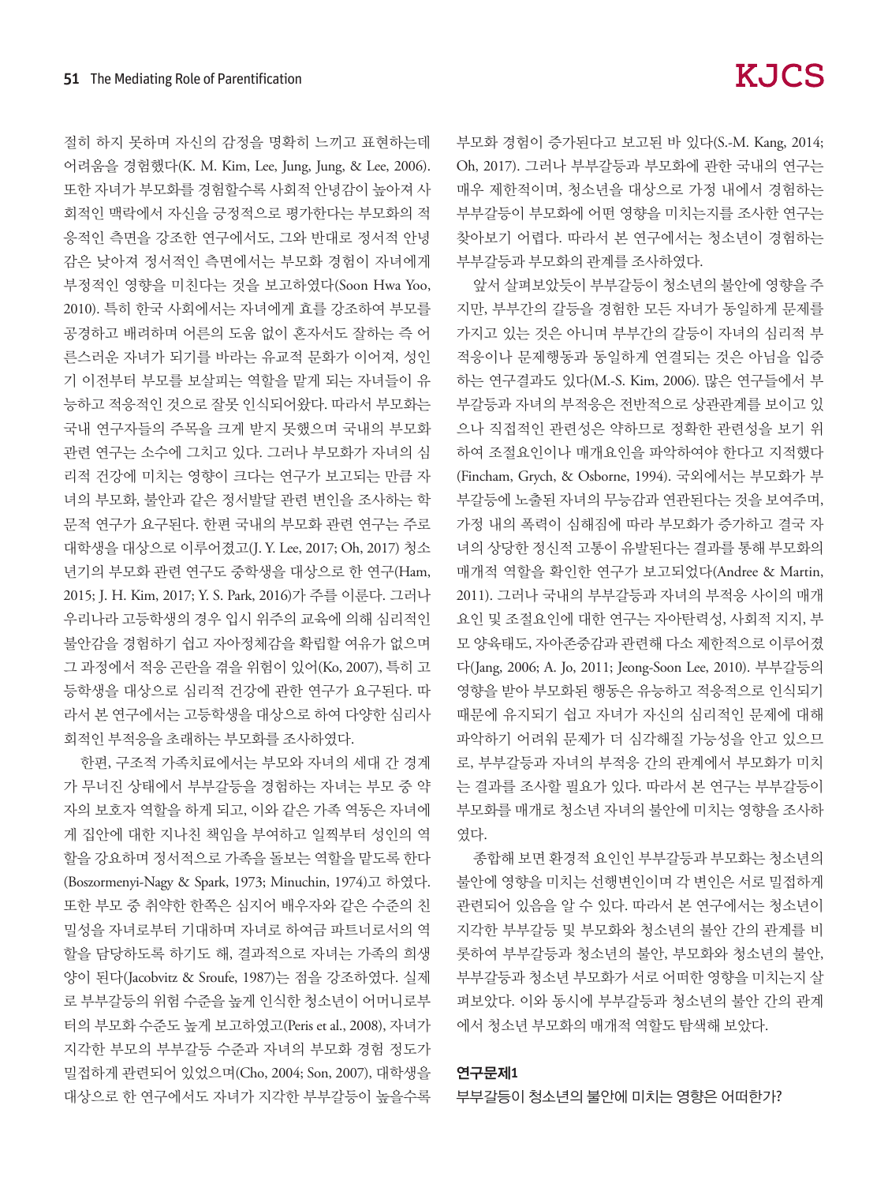절히 하지 못하며 자신의 감정을 명확히 느끼고 표현하는데 어려움을 경험했다(K. M. Kim, Lee, Jung, Jung, & Lee, 2006). 또한 자녀가 부모화를 경험할수록 사회적 안녕감이 높아져 사회적인 맥락에서 자신을 긍정적으로 평가한다는 부모화의 적응적인 측면을 강조한 연구에서도, 그와 반대로 정서적 안녕감은 낮아져 정서적인 측면에서는 부모화 경험이 자녀에게 부정적인 영향을 미친다는 것을 보고하였다(Soon Hwa Yoo, 2010). 특히 한국 사회에서는 자녀에게 효를 강조하여 부모를 공경하고 배려하며 어른의 도움 없이 혼자서도 잘하는 즉 어른스러운 자녀가 되기를 바라는 유교적 문화가 이어져, 성인기 이전부터 부모를 보살피는 역할을 맡게 되는 자녀들이 유능하고 적응적인 것으로 잘못 인식되어왔다. 따라서 부모화는 국내 연구자들의 주목을 크게 받지 못했으며 국내의 부모화 관련 연구는 소수에 그치고 있다. 그러나 부모화가 자녀의 심리적 건강에 미치는 영향이 크다는 연구가 보고되는 만큼 자녀의 부모화, 불안과 같은 정서발달 관련 변인을 조사하는 학문적 연구가 요구된다. 한편 국내의 부모화 관련 연구는 주로 대학생을 대상으로 이루어졌고(J. Y. Lee, 2017; Oh, 2017) 청소년기의 부모화 관련 연구도 중학생을 대상으로 한 연구(Ham, 2015; J. H. Kim, 2017; Y. S. Park, 2016)가 주를 이룬다. 그러나 우리나라 고등학생의 경우 입시 위주의 교육에 의해 심리적인 불안감을 경험하기 쉽고 자아정체감을 확립할 여유가 없으며 그 과정에서 적응 곤란을 겪을 위험이 있어(Ko, 2007), 특히 고등학생을 대상으로 심리적 건강에 관한 연구가 요구된다. 따라서 본 연구에서는 고등학생을 대상으로 하여 다양한 심리사회적인 부적응을 초래하는 부모화를 조사하였다.

한편, 구조적 가족치료에서는 부모와 자녀의 세대 간 경계가 무너진 상태에서 부부갈등을 경험하는 자녀는 부모 중 약자의 보호자 역할을 하게 되고, 이와 같은 가족 역동은 자녀에게 집안에 대한 지나친 책임을 부여하고 일찍부터 성인의 역할을 강요하며 정서적으로 가족을 돌보는 역할을 맡도록 한다(Boszormenyi-Nagy & Spark, 1973; Minuchin, 1974)고 하였다. 또한 부모 중 취약한 한쪽은 심지어 배우자와 같은 수준의 친밀성을 자녀로부터 기대하며 자녀로 하여금 파트너로서의 역할을 담당하도록 하기도 해, 결과적으로 자녀는 가족의 희생양이 된다(Jacobvitz & Sroufe, 1987)는 점을 강조하였다. 실제로 부부갈등의 위험 수준을 높게 인식한 청소년이 어머니로부터의 부모화 수준도 높게 보고하였고(Peris et al., 2008), 자녀가 지각한 부모의 부부갈등 수준과 자녀의 부모화 경험 정도가 밀접하게 관련되어 있었으며(Cho, 2004; Son, 2007), 대학생을 대상으로 한 연구에서도 자녀가 지각한 부부갈등이 높을수록 부모화 경험이 증가된다고 보고된 바 있다(S.-M. Kang, 2014; Oh, 2017). 그러나 부부갈등과 부모화에 관한 국내의 연구는 매우 제한적이며, 청소년을 대상으로 가정 내에서 경험하는 부부갈등이 부모화에 어떤 영향을 미치는지를 조사한 연구는 찾아보기 어렵다. 따라서 본 연구에서는 청소년이 경험하는 부부갈등과 부모화의 관계를 조사하였다.

앞서 살펴보았듯이 부부갈등이 청소년의 불안에 영향을 주지만, 부부간의 갈등을 경험한 모든 자녀가 동일하게 문제를 가지고 있는 것은 아니며 부부간의 갈등이 자녀의 심리적 부적응이나 문제행동과 동일하게 연결되는 것은 아님을 입증하는 연구결과도 있다(M.-S. Kim, 2006). 많은 연구들에서 부부갈등과 자녀의 부적응은 전반적으로 상관관계를 보이고 있으나 직접적인 관련성은 약하므로 정확한 관련성을 보기 위하여 조절요인이나 매개요인을 파악하여야 한다고 지적했다(Fincham, Grych, & Osborne, 1994). 국외에서는 부모화가 부부갈등에 노출된 자녀의 무능감과 연관된다는 것을 보여주며, 가정 내의 폭력이 심해짐에 따라 부모화가 증가하고 결국 자녀의 상당한 정신적 고통이 유발된다는 결과를 통해 부모화의 매개적 역할을 확인한 연구가 보고되었다(Andree & Martin, 2011). 그러나 국내의 부부갈등과 자녀의 부적응 사이의 매개요인 및 조절요인에 대한 연구는 자아탄력성, 사회적 지지, 부모 양육태도, 자아존중감과 관련해 다소 제한적으로 이루어졌다(Jang, 2006; A. Jo, 2011; Jeong-Soon Lee, 2010). 부부갈등의 영향을 받아 부모화된 행동은 유능하고 적응적으로 인식되기 때문에 유지되기 쉽고 자녀가 자신의 심리적인 문제에 대해 파악하기 어려워 문제가 더 심각해질 가능성을 안고 있으므로, 부부갈등과 자녀의 부적응 간의 관계에서 부모화가 미치는 결과를 조사할 필요가 있다. 따라서 본 연구는 부부갈등이 부모화를 매개로 청소년 자녀의 불안에 미치는 영향을 조사하였다.

종합해 보면 환경적 요인인 부부갈등과 부모화는 청소년의 불안에 영향을 미치는 선행변인이며 각 변인은 서로 밀접하게 관련되어 있음을 알 수 있다. 따라서 본 연구에서는 청소년이 지각한 부부갈등 및 부모화와 청소년의 불안 간의 관계를 비롯하여 부부갈등과 청소년의 불안, 부모화와 청소년의 불안, 부부갈등과 청소년 부모화가 서로 어떠한 영향을 미치는지 살펴보았다. 이와 동시에 부부갈등과 청소년의 불안 간의 관계에서 청소년 부모화의 매개적 역할도 탐색해 보았다.

### 연구문제1

부부갈등이 청소년의 불안에 미치는 영향은 어떠한가?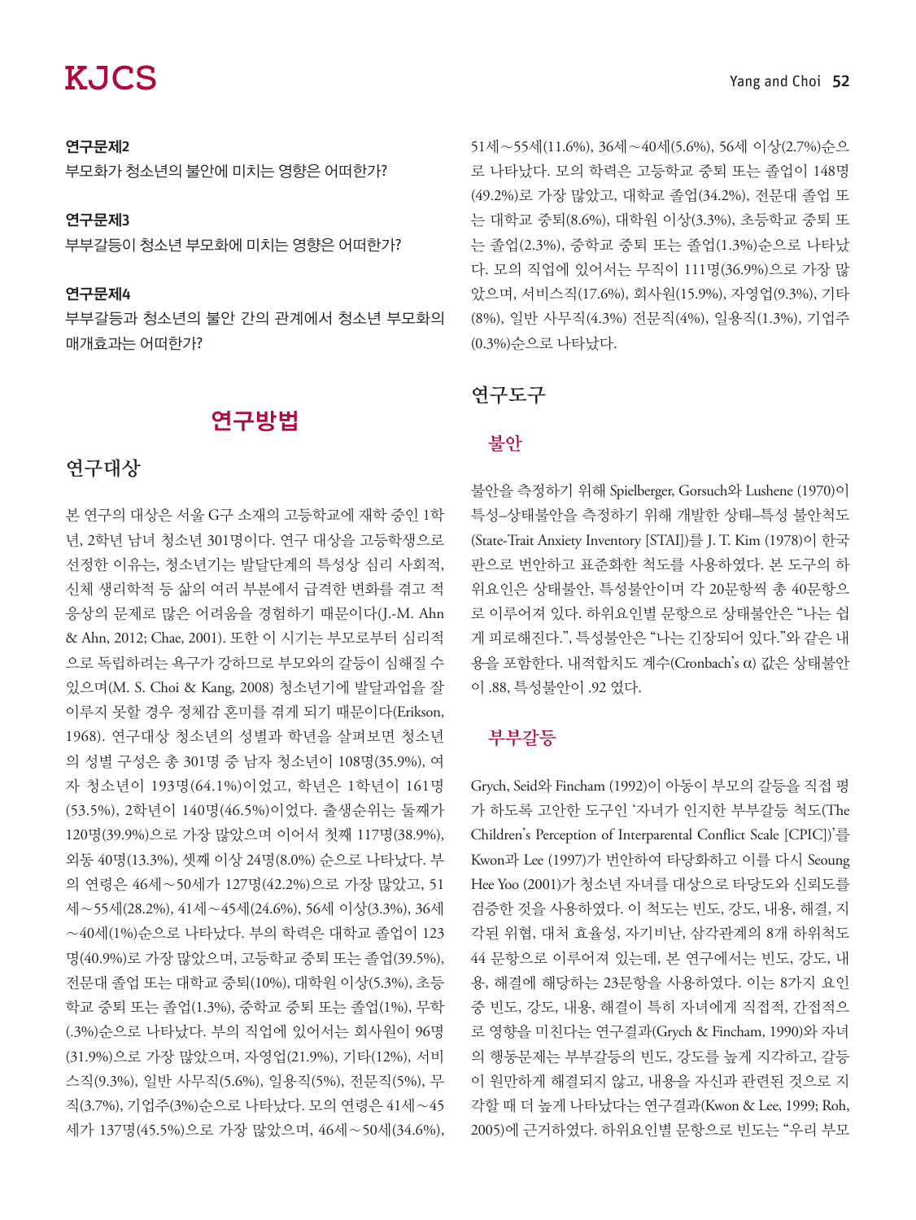**연구문제2**

부모화가 청소년의 불안에 미치는 영향은 어떠한가?

**연구문제3**

부부갈등이 청소년 부모화에 미치는 영향은 어떠한가?

**연구문제4**

부부갈등과 청소년의 불안 간의 관계에서 청소년 부모화의 매개효과는 어떠한가?

# 연구방법

## 연구대상

본 연구의 대상은 서울 G구 소재의 고등학교에 재학 중인 1학년, 2학년 남녀 청소년 301명이다. 연구 대상을 고등학생으로 선정한 이유는, 청소년기는 발달단계의 특성상 심리 사회적, 신체 생리학적 등 삶의 여러 부분에서 급격한 변화를 겪고 적응상의 문제로 많은 어려움을 경험하기 때문이다(J.-M. Ahn & Ahn, 2012; Chae, 2001). 또한 이 시기는 부모로부터 심리적으로 독립하려는 욕구가 강하므로 부모와의 갈등이 심해질 수 있으며(M. S. Choi & Kang, 2008) 청소년기에 발달과업을 잘 이루지 못할 경우 정체감 혼미를 겪게 되기 때문이다(Erikson, 1968). 연구대상 청소년의 성별과 학년을 살펴보면 청소년의 성별 구성은 총 301명 중 남자 청소년이 108명(35.9%), 여자 청소년이 193명(64.1%)이었고, 학년은 1학년이 161명(53.5%), 2학년이 140명(46.5%)이었다. 출생순위는 둘째가 120명(39.9%)으로 가장 많았으며 이어서 첫째 117명(38.9%), 외동 40명(13.3%), 셋째 이상 24명(8.0%) 순으로 나타났다. 부의 연령은 46세~50세가 127명(42.2%)으로 가장 많았고, 51세~55세(28.2%), 41세~45세(24.6%), 56세 이상(3.3%), 36세~40세(1%)순으로 나타났다. 부의 학력은 대학교 졸업이 123명(40.9%)로 가장 많았으며, 고등학교 중퇴 또는 졸업(39.5%), 전문대 졸업 또는 대학교 중퇴(10%), 대학원 이상(5.3%), 초등학교 중퇴 또는 졸업(1.3%), 중학교 중퇴 또는 졸업(1%), 무학(.3%)순으로 나타났다. 부의 직업에 있어서는 회사원이 96명(31.9%)으로 가장 많았으며, 자영업(21.9%), 기타(12%), 서비스직(9.3%), 일반 사무직(5.6%), 일용직(5%), 전문직(5%), 무직(3.7%), 기업주(3%)순으로 나타났다. 모의 연령은 41세~45세가 137명(45.5%)으로 가장 많았으며, 46세~50세(34.6%), 51세~55세(11.6%), 36세~40세(5.6%), 56세 이상(2.7%)순으로 나타났다. 모의 학력은 고등학교 중퇴 또는 졸업이 148명(49.2%)로 가장 많았고, 대학교 졸업(34.2%), 전문대 졸업 또는 대학교 중퇴(8.6%), 대학원 이상(3.3%), 초등학교 중퇴 또는 졸업(2.3%), 중학교 중퇴 또는 졸업(1.3%)순으로 나타났다. 모의 직업에 있어서는 무직이 111명(36.9%)으로 가장 많았으며, 서비스직(17.6%), 회사원(15.9%), 자영업(9.3%), 기타(8%), 일반 사무직(4.3%) 전문직(4%), 일용직(1.3%), 기업주(0.3%)순으로 나타났다.

## 연구도구

### 불안

불안을 측정하기 위해 Spielberger, Gorsuch와 Lushene (1970)이 특성–상태불안을 측정하기 위해 개발한 상태–특성 불안척도(State-Trait Anxiety Inventory [STAI])를 J. T. Kim (1978)이 한국판으로 번안하고 표준화한 척도를 사용하였다. 본 도구의 하위요인은 상태불안, 특성불안이며 각 20문항씩 총 40문항으로 이루어져 있다. 하위요인별 문항으로 상태불안은 "나는 쉽게 피로해진다.", 특성불안은 "나는 긴장되어 있다."와 같은 내용을 포함한다. 내적합치도 계수(Cronbach's α) 값은 상태불안이 .88, 특성불안이 .92 였다.

### 부부갈등

Grych, Seid와 Fincham (1992)이 아동이 부모의 갈등을 직접 평가 하도록 고안한 도구인 '자녀가 인지한 부부갈등 척도(The Children's Perception of Interparental Conflict Scale [CPIC])'를 Kwon과 Lee (1997)가 번안하여 타당화하고 이를 다시 Seoung Hee Yoo (2001)가 청소년 자녀를 대상으로 타당도와 신뢰도를 검증한 것을 사용하였다. 이 척도는 빈도, 강도, 내용, 해결, 지각된 위협, 대처 효율성, 자기비난, 삼각관계의 8개 하위척도 44 문항으로 이루어져 있는데, 본 연구에서는 빈도, 강도, 내용, 해결에 해당하는 23문항을 사용하였다. 이는 8가지 요인 중 빈도, 강도, 내용, 해결이 특히 자녀에게 직접적, 간접적으로 영향을 미친다는 연구결과(Grych & Fincham, 1990)와 자녀의 행동문제는 부부갈등의 빈도, 강도를 높게 지각하고, 갈등이 원만하게 해결되지 않고, 내용을 자신과 관련된 것으로 지각할 때 더 높게 나타났다는 연구결과(Kwon & Lee, 1999; Roh, 2005)에 근거하였다. 하위요인별 문항으로 빈도는 "우리 부모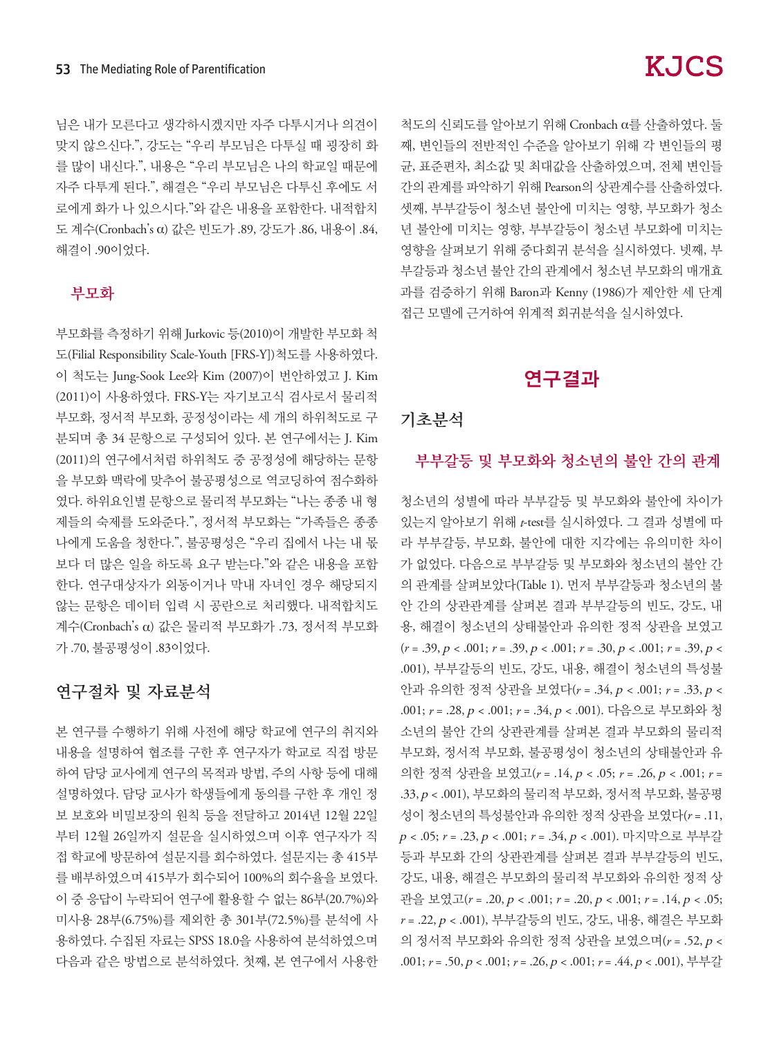님은 내가 모른다고 생각하시겠지만 자주 다투시거나 의견이 맞지 않으신다.", 강도는 "우리 부모님은 다투실 때 굉장히 화를 많이 내신다.", 내용은 "우리 부모님은 나의 학교일 때문에 자주 다투게 된다.", 해결은 "우리 부모님은 다투신 후에도 서로에게 화가 나 있으시다."와 같은 내용을 포함한다. 내적합치도 계수(Cronbach's α) 값은 빈도가 .89, 강도가 .86, 내용이 .84, 해결이 .90이었다.

### 부모화

부모화를 측정하기 위해 Jurkovic 등(2010)이 개발한 부모화 척도(Filial Responsibility Scale-Youth [FRS-Y])척도를 사용하였다. 이 척도는 Jung-Sook Lee와 Kim (2007)이 번안하였고 J. Kim (2011)이 사용하였다. FRS-Y는 자기보고식 검사로서 물리적 부모화, 정서적 부모화, 공정성이라는 세 개의 하위척도로 구분되며 총 34 문항으로 구성되어 있다. 본 연구에서는 J. Kim (2011)의 연구에서처럼 하위척도 중 공정성에 해당하는 문항을 부모화 맥락에 맞추어 불공평성으로 역코딩하여 점수화하였다. 하위요인별 문항으로 물리적 부모화는 "나는 종종 내 형제들의 숙제를 도와준다.", 정서적 부모화는 "가족들은 종종 나에게 도움을 청한다.", 불공평성은 "우리 집에서 나는 내 몫보다 더 많은 일을 하도록 요구 받는다."와 같은 내용을 포함한다. 연구대상자가 외동이거나 막내 자녀인 경우 해당되지 않는 문항은 데이터 입력 시 공란으로 처리했다. 내적합치도 계수(Cronbach's α) 값은 물리적 부모화가 .73, 정서적 부모화가 .70, 불공평성이 .83이었다.

## 연구절차 및 자료분석

본 연구를 수행하기 위해 사전에 해당 학교에 연구의 취지와 내용을 설명하여 협조를 구한 후 연구자가 학교로 직접 방문하여 담당 교사에게 연구의 목적과 방법, 주의 사항 등에 대해 설명하였다. 담당 교사가 학생들에게 동의를 구한 후 개인 정보 보호와 비밀보장의 원칙 등을 전달하고 2014년 12월 22일부터 12월 26일까지 설문을 실시하였으며 이후 연구자가 직접 학교에 방문하여 설문지를 회수하였다. 설문지는 총 415부를 배부하였으며 415부가 회수되어 100%의 회수율을 보였다. 이 중 응답이 누락되어 연구에 활용할 수 없는 86부(20.7%)와 미사용 28부(6.75%)를 제외한 총 301부(72.5%)를 분석에 사용하였다. 수집된 자료는 SPSS 18.0을 사용하여 분석하였으며 다음과 같은 방법으로 분석하였다. 첫째, 본 연구에서 사용한 척도의 신뢰도를 알아보기 위해 Cronbach α를 산출하였다. 둘째, 변인들의 전반적인 수준을 알아보기 위해 각 변인들의 평균, 표준편차, 최소값 및 최대값을 산출하였으며, 전체 변인들 간의 관계를 파악하기 위해 Pearson의 상관계수를 산출하였다. 셋째, 부부갈등이 청소년 불안에 미치는 영향, 부모화가 청소년 불안에 미치는 영향, 부부갈등이 청소년 부모화에 미치는 영향을 살펴보기 위해 중다회귀 분석을 실시하였다. 넷째, 부부갈등과 청소년 불안 간의 관계에서 청소년 부모화의 매개효과를 검증하기 위해 Baron과 Kenny (1986)가 제안한 세 단계 접근 모델에 근거하여 위계적 회귀분석을 실시하였다.

# 연구결과

## 기초분석

### 부부갈등 및 부모화와 청소년의 불안 간의 관계

청소년의 성별에 따라 부부갈등 및 부모화와 불안에 차이가 있는지 알아보기 위해 *t*-test를 실시하였다. 그 결과 성별에 따라 부부갈등, 부모화, 불안에 대한 지각에는 유의미한 차이가 없었다. 다음으로 부부갈등 및 부모화와 청소년의 불안 간의 관계를 살펴보았다(Table 1). 먼저 부부갈등과 청소년의 불안 간의 상관관계를 살펴본 결과 부부갈등의 빈도, 강도, 내용, 해결이 청소년의 상태불안과 유의한 정적 상관을 보였고 ($r = .39, p < .001$; $r = .39, p < .001$; $r = .30, p < .001$; $r = .39, p < .001$), 부부갈등의 빈도, 강도, 내용, 해결이 청소년의 특성불안과 유의한 정적 상관을 보였다($r = .34, p < .001$; $r = .33, p < .001$; $r = .28, p < .001$; $r = .34, p < .001$). 다음으로 부모화와 청소년의 불안 간의 상관관계를 살펴본 결과 부모화의 물리적 부모화, 정서적 부모화, 불공평성이 청소년의 상태불안과 유의한 정적 상관을 보였고($r = .14, p < .05$; $r = .26, p < .001$; $r = .33, p < .001$), 부모화의 물리적 부모화, 정서적 부모화, 불공평성이 청소년의 특성불안과 유의한 정적 상관을 보였다($r = .11, p < .05$; $r = .23, p < .001$; $r = .34, p < .001$). 마지막으로 부부갈등과 부모화 간의 상관관계를 살펴본 결과 부부갈등의 빈도, 강도, 내용, 해결은 부모화의 물리적 부모화와 유의한 정적 상관을 보였고($r = .20, p < .001$; $r = .20, p < .001$; $r = .14, p < .05$; $r = .22, p < .001$), 부부갈등의 빈도, 강도, 내용, 해결은 부모화의 정서적 부모화와 유의한 정적 상관을 보였으며($r = .52, p < .001$; $r = .50, p < .001$; $r = .26, p < .001$; $r = .44, p < .001$), 부부갈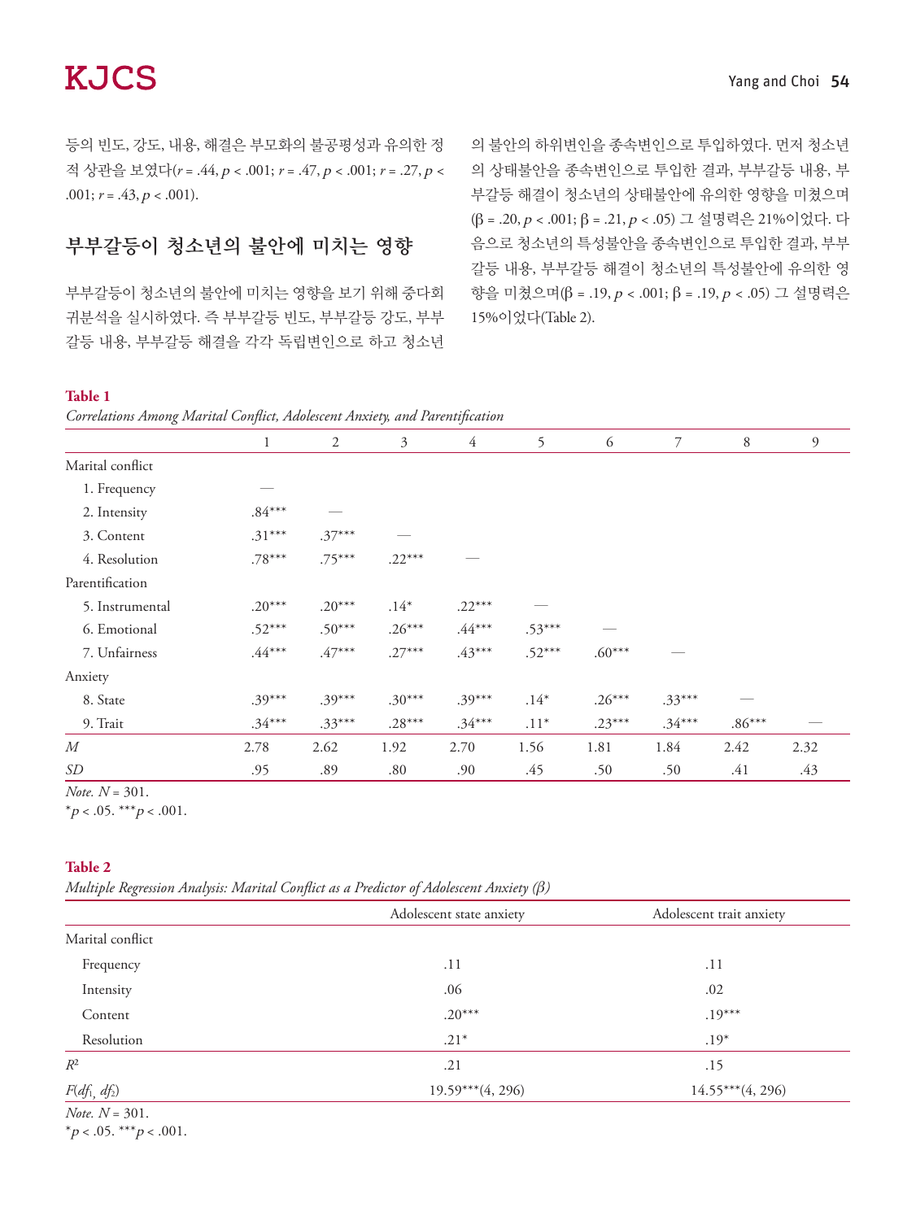등의 빈도, 강도, 내용, 해결은 부모화의 불공평성과 유의한 정적 상관을 보였다($r$ = .44, $p$ < .001; $r$ = .47, $p$ < .001; $r$ = .27, $p$ < .001; $r$ = .43, $p$ < .001).

## 부부갈등이 청소년의 불안에 미치는 영향

부부갈등이 청소년의 불안에 미치는 영향을 보기 위해 중다회귀분석을 실시하였다. 즉 부부갈등 빈도, 부부갈등 강도, 부부갈등 내용, 부부갈등 해결을 각각 독립변인으로 하고 청소년의 불안의 하위변인을 종속변인으로 투입하였다. 먼저 청소년의 상태불안을 종속변인으로 투입한 결과, 부부갈등 내용, 부부갈등 해결이 청소년의 상태불안에 유의한 영향을 미쳤으며(β = .20, $p$ < .001; β = .21, $p$ < .05) 그 설명력은 21%이었다. 다음으로 청소년의 특성불안을 종속변인으로 투입한 결과, 부부갈등 내용, 부부갈등 해결이 청소년의 특성불안에 유의한 영향을 미쳤으며(β = .19, $p$ < .001; β = .19, $p$ < .05) 그 설명력은 15%이었다(Table 2).

**Table 1**
*Correlations Among Marital Conflict, Adolescent Anxiety, and Parentification*

| | 1 | 2 | 3 | 4 | 5 | 6 | 7 | 8 | 9 |
|---|---|---|---|---|---|---|---|---|---|
| Marital conflict | | | | | | | | | |
| 1. Frequency | — | | | | | | | | |
| 2. Intensity | .84*** | — | | | | | | | |
| 3. Content | .31*** | .37*** | — | | | | | | |
| 4. Resolution | .78*** | .75*** | .22*** | — | | | | | |
| Parentification | | | | | | | | | |
| 5. Instrumental | .20*** | .20*** | .14* | .22*** | — | | | | |
| 6. Emotional | .52*** | .50*** | .26*** | .44*** | .53*** | — | | | |
| 7. Unfairness | .44*** | .47*** | .27*** | .43*** | .52*** | .60*** | — | | |
| Anxiety | | | | | | | | | |
| 8. State | .39*** | .39*** | .30*** | .39*** | .14* | .26*** | .33*** | — | |
| 9. Trait | .34*** | .33*** | .28*** | .34*** | .11* | .23*** | .34*** | .86*** | — |
| *M* | 2.78 | 2.62 | 1.92 | 2.70 | 1.56 | 1.81 | 1.84 | 2.42 | 2.32 |
| *SD* | .95 | .89 | .80 | .90 | .45 | .50 | .50 | .41 | .43 |

*Note.* $N$ = 301.
*$p$ < .05. ***$p$ < .001.

**Table 2**
*Multiple Regression Analysis: Marital Conflict as a Predictor of Adolescent Anxiety (β)*

| | Adolescent state anxiety | Adolescent trait anxiety |
|---|---|---|
| Marital conflict | | |
| Frequency | .11 | .11 |
| Intensity | .06 | .02 |
| Content | .20*** | .19*** |
| Resolution | .21* | .19* |
| $R^2$ | .21 | .15 |
| $F(df_1, df_2)$ | 19.59***(4, 296) | 14.55***(4, 296) |

*Note.* $N$ = 301.
*$p$ < .05. ***$p$ < .001.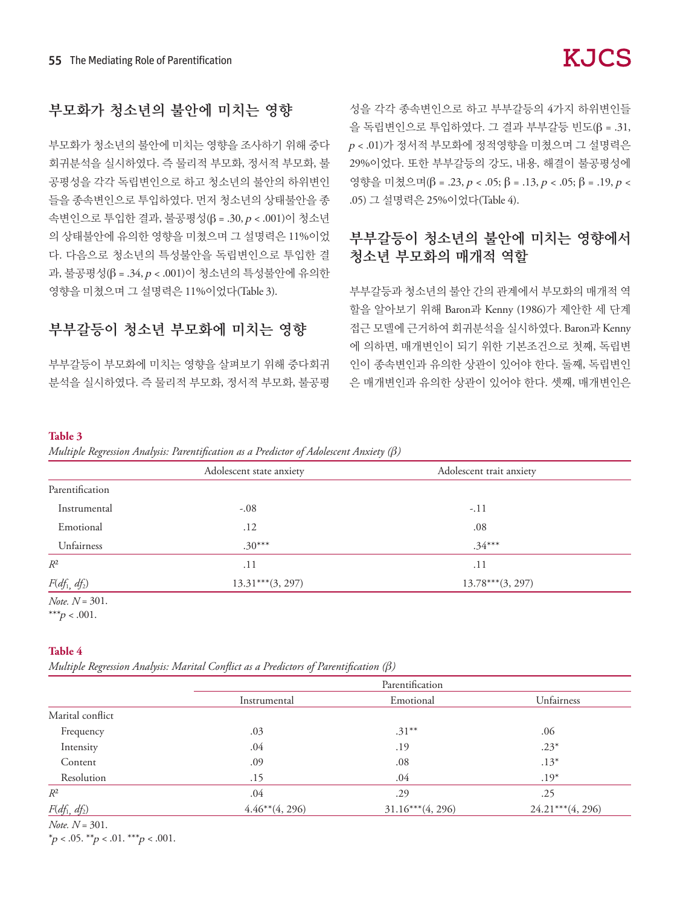## 부모화가 청소년의 불안에 미치는 영향

부모화가 청소년의 불안에 미치는 영향을 조사하기 위해 중다회귀분석을 실시하였다. 즉 물리적 부모화, 정서적 부모화, 불공평성을 각각 독립변인으로 하고 청소년의 불안의 하위변인들을 종속변인으로 투입하였다. 먼저 청소년의 상태불안을 종속변인으로 투입한 결과, 불공평성(β = .30, $p < .001$)이 청소년의 상태불안에 유의한 영향을 미쳤으며 그 설명력은 11%이었다. 다음으로 청소년의 특성불안을 독립변인으로 투입한 결과, 불공평성(β = .34, $p < .001$)이 청소년의 특성불안에 유의한 영향을 미쳤으며 그 설명력은 11%이었다(Table 3).

## 부부갈등이 청소년 부모화에 미치는 영향

부부갈등이 부모화에 미치는 영향을 살펴보기 위해 중다회귀분석을 실시하였다. 즉 물리적 부모화, 정서적 부모화, 불공평성을 각각 종속변인으로 하고 부부갈등의 4가지 하위변인들을 독립변인으로 투입하였다. 그 결과 부부갈등 빈도(β = .31, $p < .01$)가 정서적 부모화에 정적영향을 미쳤으며 그 설명력은 29%이었다. 또한 부부갈등의 강도, 내용, 해결이 불공평성에 영향을 미쳤으며(β = .23, $p < .05$; β = .13, $p < .05$; β = .19, $p < .05$) 그 설명력은 25%이었다(Table 4).

## 부부갈등이 청소년의 불안에 미치는 영향에서 청소년 부모화의 매개적 역할

부부갈등과 청소년의 불안 간의 관계에서 부모화의 매개적 역할을 알아보기 위해 Baron과 Kenny (1986)가 제안한 세 단계 접근 모델에 근거하여 회귀분석을 실시하였다. Baron과 Kenny에 의하면, 매개변인이 되기 위한 기본조건으로 첫째, 독립변인이 종속변인과 유의한 상관이 있어야 한다. 둘째, 독립변인은 매개변인과 유의한 상관이 있어야 한다. 셋째, 매개변인은

**Table 3**

*Multiple Regression Analysis: Parentification as a Predictor of Adolescent Anxiety (β)*

| | Adolescent state anxiety | Adolescent trait anxiety |
|---|---|---|
| Parentification | | |
| Instrumental | -.08 | -.11 |
| Emotional | .12 | .08 |
| Unfairness | .30*** | .34*** |
| $R^2$ | .11 | .11 |
| $F(df_1, df_2)$ | 13.31***(3, 297) | 13.78***(3, 297) |

*Note.* $N = 301$.
***$p < .001$.

**Table 4**

*Multiple Regression Analysis: Marital Conflict as a Predictors of Parentification (β)*

| | Parentification | | |
|---|---|---|---|
| | Instrumental | Emotional | Unfairness |
| Marital conflict | | | |
| Frequency | .03 | .31** | .06 |
| Intensity | .04 | .19 | .23* |
| Content | .09 | .08 | .13* |
| Resolution | .15 | .04 | .19* |
| $R^2$ | .04 | .29 | .25 |
| $F(df_1, df_2)$ | 4.46**(4, 296) | 31.16***(4, 296) | 24.21***(4, 296) |

*Note.* $N = 301$.
*$p < .05$. **$p < .01$. ***$p < .001$.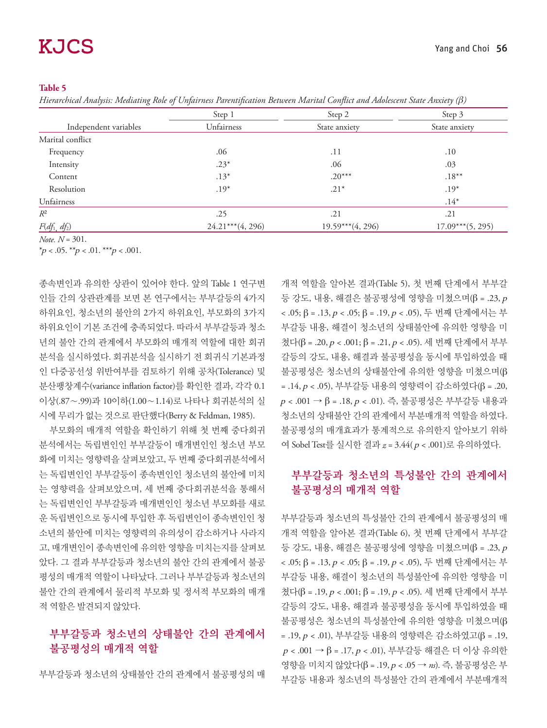**Table 5**

*Hierarchical Analysis: Mediating Role of Unfairness Parentification Between Marital Conflict and Adolescent State Anxiety (β)*

| Independent variables | Step 1 | Step 2 | Step 3 |
|---|---|---|---|
| | Unfairness | State anxiety | State anxiety |
| Marital conflict | | | |
| Frequency | .06 | .11 | .10 |
| Intensity | .23* | .06 | .03 |
| Content | .13* | .20*** | .18** |
| Resolution | .19* | .21* | .19* |
| Unfairness | | | .14* |
| $R^2$ | .25 | .21 | .21 |
| $F(df_1, df_2)$ | 24.21***(4, 296) | 19.59***(4, 296) | 17.09***(5, 295) |

*Note.* $N$ = 301.
*$p$ < .05. **$p$ < .01. ***$p$ < .001.

종속변인과 유의한 상관이 있어야 한다. 앞의 Table 1 연구변인들 간의 상관관계를 보면 본 연구에서는 부부갈등의 4가지 하위요인, 청소년의 불안의 2가지 하위요인, 부모화의 3가지 하위요인이 기본 조건에 충족되었다. 따라서 부부갈등과 청소년의 불안 간의 관계에서 부모화의 매개적 역할에 대한 회귀분석을 실시하였다. 회귀분석을 실시하기 전 회귀식 기본과정인 다중공선성 위반여부를 검토하기 위해 공차(Tolerance) 및 분산팽창계수(variance inflation factor)를 확인한 결과, 각각 0.1 이상(.87～.99)과 10이하(1.00～1.14)로 나타나 회귀분석의 실시에 무리가 없는 것으로 판단했다(Berry & Feldman, 1985).

부모화의 매개적 역할을 확인하기 위해 첫 번째 중다회귀분석에서는 독립변인인 부부갈등이 매개변인인 청소년 부모화에 미치는 영향력을 살펴보았고, 두 번째 중다회귀분석에서는 독립변인인 부부갈등이 종속변인인 청소년의 불안에 미치는 영향력을 살펴보았으며, 세 번째 중다회귀분석을 통해서는 독립변인인 부부갈등과 매개변인인 청소년 부모화를 새로운 독립변인으로 동시에 투입한 후 독립변인이 종속변인인 청소년의 불안에 미치는 영향력의 유의성이 감소하거나 사라지고, 매개변인이 종속변인에 유의한 영향을 미치는지를 살펴보았다. 그 결과 부부갈등과 청소년의 불안 간의 관계에서 불공평성의 매개적 역할이 나타났다. 그러나 부부갈등과 청소년의 불안 간의 관계에서 물리적 부모화 및 정서적 부모화의 매개적 역할은 발견되지 않았다.

## 부부갈등과 청소년의 상태불안 간의 관계에서 불공평성의 매개적 역할

부부갈등과 청소년의 상태불안 간의 관계에서 불공평성의 매개적 역할을 알아본 결과(Table 5), 첫 번째 단계에서 부부갈등 강도, 내용, 해결은 불공평성에 영향을 미쳤으며(β = .23, $p$ < .05; β = .13, $p$ < .05; β = .19, $p$ < .05), 두 번째 단계에서는 부부갈등 내용, 해결이 청소년의 상태불안에 유의한 영향을 미쳤다(β = .20, $p$ < .001; β = .21, $p$ < .05). 세 번째 단계에서 부부갈등의 강도, 내용, 해결과 불공평성을 동시에 투입하였을 때 불공평성은 청소년의 상태불안에 유의한 영향을 미쳤으며(β = .14, $p$ < .05), 부부갈등 내용의 영향력이 감소하였다(β = .20, $p$ < .001 → β = .18, $p$ < .01). 즉, 불공평성은 부부갈등 내용과 청소년의 상태불안 간의 관계에서 부분매개적 역할을 하였다. 불공평성의 매개효과가 통계적으로 유의한지 알아보기 위하여 Sobel Test를 실시한 결과 $z$ = 3.44($p$ < .001)로 유의하였다.

## 부부갈등과 청소년의 특성불안 간의 관계에서 불공평성의 매개적 역할

부부갈등과 청소년의 특성불안 간의 관계에서 불공평성의 매개적 역할을 알아본 결과(Table 6), 첫 번째 단계에서 부부갈등 강도, 내용, 해결은 불공평성에 영향을 미쳤으며(β = .23, $p$ < .05; β = .13, $p$ < .05; β = .19, $p$ < .05), 두 번째 단계에서는 부부갈등 내용, 해결이 청소년의 특성불안에 유의한 영향을 미쳤다(β = .19, $p$ < .001; β = .19, $p$ < .05). 세 번째 단계에서 부부갈등의 강도, 내용, 해결과 불공평성을 동시에 투입하였을 때 불공평성은 청소년의 특성불안에 유의한 영향을 미쳤으며(β = .19, $p$ < .01), 부부갈등 내용의 영향력은 감소하였고(β = .19, $p$ < .001 → β = .17, $p$ < .01), 부부갈등 해결은 더 이상 유의한 영향을 미치지 않았다(β = .19, $p$ < .05 → *ns*). 즉, 불공평성은 부부갈등 내용과 청소년의 특성불안 간의 관계에서 부분매개적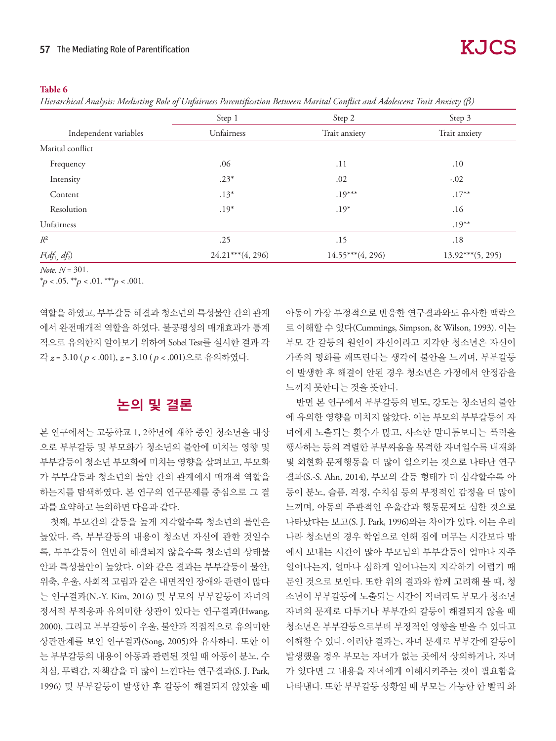**Table 6**

*Hierarchical Analysis: Mediating Role of Unfairness Parentification Between Marital Conflict and Adolescent Trait Anxiety (β)*

| Independent variables | Step 1 Unfairness | Step 2 Trait anxiety | Step 3 Trait anxiety |
|---|---|---|---|
| Marital conflict | | | |
| Frequency | .06 | .11 | .10 |
| Intensity | .23* | .02 | -.02 |
| Content | .13* | .19*** | .17** |
| Resolution | .19* | .19* | .16 |
| Unfairness | | | .19** |
| $R^2$ | .25 | .15 | .18 |
| $F(df_1, df_2)$ | 24.21***(4, 296) | 14.55***(4, 296) | 13.92***(5, 295) |

*Note.* $N$ = 301.
*$p$ < .05. **$p$ < .01. ***$p$ < .001.

역할을 하였고, 부부갈등 해결과 청소년의 특성불안 간의 관계에서 완전매개적 역할을 하였다. 불공평성의 매개효과가 통계적으로 유의한지 알아보기 위하여 Sobel Test를 실시한 결과 각각 $z$ = 3.10 ($p$ < .001), $z$ = 3.10 ($p$ < .001)으로 유의하였다.

## 논의 및 결론

본 연구에서는 고등학교 1, 2학년에 재학 중인 청소년을 대상으로 부부갈등 및 부모화가 청소년의 불안에 미치는 영향 및 부부갈등이 청소년 부모화에 미치는 영향을 살펴보고, 부모화가 부부갈등과 청소년의 불안 간의 관계에서 매개적 역할을 하는지를 탐색하였다. 본 연구의 연구문제를 중심으로 그 결과를 요약하고 논의하면 다음과 같다.

첫째, 부모간의 갈등을 높게 지각할수록 청소년의 불안은 높았다. 즉, 부부갈등의 내용이 청소년 자신에 관한 것일수록, 부부갈등이 원만히 해결되지 않을수록 청소년의 상태불안과 특성불안이 높았다. 이와 같은 결과는 부부갈등이 불안, 위축, 우울, 사회적 고립과 같은 내면적인 장애와 관련이 많다는 연구결과(N.-Y. Kim, 2016) 및 부모의 부부갈등이 자녀의 정서적 부적응과 유의미한 상관이 있다는 연구결과(Hwang, 2000), 그리고 부부갈등이 우울, 불안과 직접적으로 유의미한 상관관계를 보인 연구결과(Song, 2005)와 유사하다. 또한 이는 부부갈등의 내용이 아동과 관련된 것일 때 아동이 분노, 수치심, 무력감, 자책감을 더 많이 느낀다는 연구결과(S. J. Park, 1996) 및 부부갈등이 발생한 후 갈등이 해결되지 않았을 때 아동이 가장 부정적으로 반응한 연구결과와도 유사한 맥락으로 이해할 수 있다(Cummings, Simpson, & Wilson, 1993). 이는 부모 간 갈등의 원인이 자신이라고 지각한 청소년은 자신이 가족의 평화를 깨뜨린다는 생각에 불안을 느끼며, 부부갈등이 발생한 후 해결이 안된 경우 청소년은 가정에서 안정감을 느끼지 못한다는 것을 뜻한다.

반면 본 연구에서 부부갈등의 빈도, 강도는 청소년의 불안에 유의한 영향을 미치지 않았다. 이는 부모의 부부갈등이 자녀에게 노출되는 횟수가 많고, 사소한 말다툼보다는 폭력을 행사하는 등의 격렬한 부부싸움을 목격한 자녀일수록 내재화 및 외현화 문제행동을 더 많이 일으키는 것으로 나타난 연구결과(S.-S. Ahn, 2014), 부모의 갈등 형태가 더 심각할수록 아동이 분노, 슬픔, 걱정, 수치심 등의 부정적인 감정을 더 많이 느끼며, 아동의 주관적인 우울감과 행동문제도 심한 것으로 나타났다는 보고(S. J. Park, 1996)와는 차이가 있다. 이는 우리나라 청소년의 경우 학업으로 인해 집에 머무는 시간보다 밖에서 보내는 시간이 많아 부모님의 부부갈등이 얼마나 자주 일어나는지, 얼마나 심하게 일어나는지 지각하기 어렵기 때문인 것으로 보인다. 또한 위의 결과와 함께 고려해 볼 때, 청소년이 부부갈등에 노출되는 시간이 적더라도 부모가 청소년 자녀의 문제로 다투거나 부부간의 갈등이 해결되지 않을 때 청소년은 부부갈등으로부터 부정적인 영향을 받을 수 있다고 이해할 수 있다. 이러한 결과는, 자녀 문제로 부부간에 갈등이 발생했을 경우 부모는 자녀가 없는 곳에서 상의하거나, 자녀가 있다면 그 내용을 자녀에게 이해시켜주는 것이 필요함을 나타낸다. 또한 부부갈등 상황일 때 부모는 가능한 한 빨리 화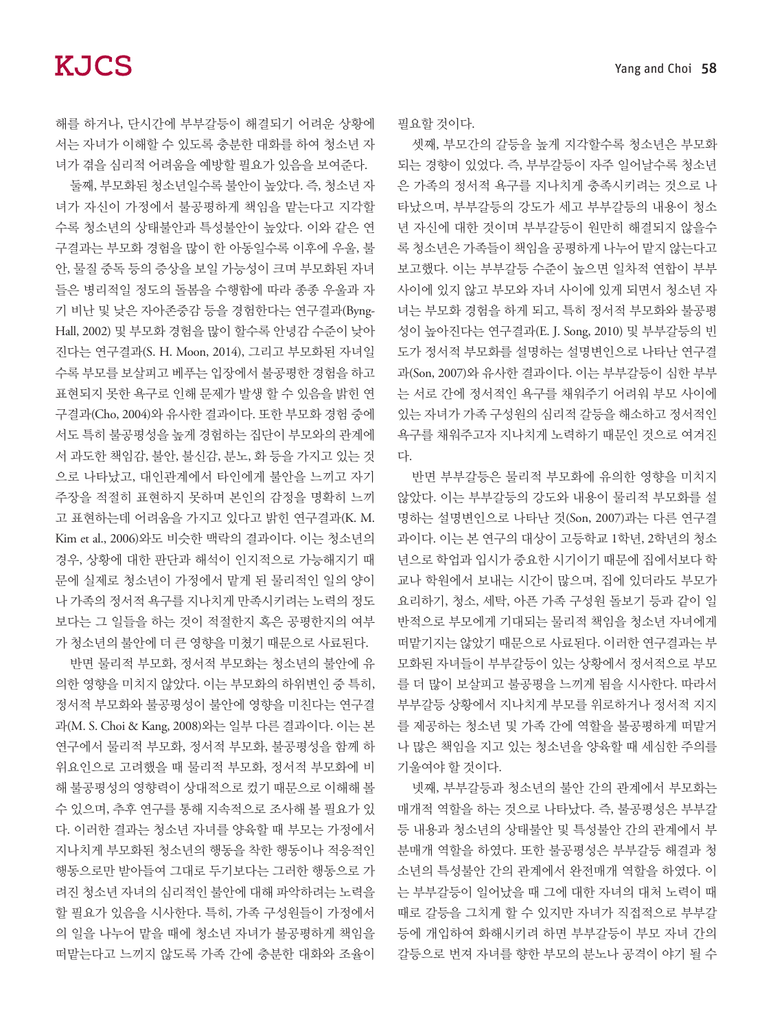해를 하거나, 단시간에 부부갈등이 해결되기 어려운 상황에서는 자녀가 이해할 수 있도록 충분한 대화를 하여 청소년 자녀가 겪을 심리적 어려움을 예방할 필요가 있음을 보여준다.

둘째, 부모화된 청소년일수록 불안이 높았다. 즉, 청소년 자녀가 자신이 가정에서 불공평하게 책임을 맡는다고 지각할수록 청소년의 상태불안과 특성불안이 높았다. 이와 같은 연구결과는 부모화 경험을 많이 한 아동일수록 이후에 우울, 불안, 물질 중독 등의 증상을 보일 가능성이 크며 부모화된 자녀들은 병리적일 정도의 돌봄을 수행함에 따라 종종 우울과 자기 비난 및 낮은 자아존중감 등을 경험한다는 연구결과(Byng-Hall, 2002) 및 부모화 경험을 많이 할수록 안녕감 수준이 낮아진다는 연구결과(S. H. Moon, 2014), 그리고 부모화된 자녀일수록 부모를 보살피고 베푸는 입장에서 불공평한 경험을 하고 표현되지 못한 욕구로 인해 문제가 발생 할 수 있음을 밝힌 연구결과(Cho, 2004)와 유사한 결과이다. 또한 부모화 경험 중에서도 특히 불공평성을 높게 경험하는 집단이 부모와의 관계에서 과도한 책임감, 불안, 불신감, 분노, 화 등을 가지고 있는 것으로 나타났고, 대인관계에서 타인에게 불안을 느끼고 자기주장을 적절히 표현하지 못하며 본인의 감정을 명확히 느끼고 표현하는데 어려움을 가지고 있다고 밝힌 연구결과(K. M. Kim et al., 2006)와도 비슷한 맥락의 결과이다. 이는 청소년의 경우, 상황에 대한 판단과 해석이 인지적으로 가능해지기 때문에 실제로 청소년이 가정에서 맡게 된 물리적인 일의 양이나 가족의 정서적 욕구를 지나치게 만족시키려는 노력의 정도보다는 그 일들을 하는 것이 적절한지 혹은 공평한지의 여부가 청소년의 불안에 더 큰 영향을 미쳤기 때문으로 사료된다.

반면 물리적 부모화, 정서적 부모화는 청소년의 불안에 유의한 영향을 미치지 않았다. 이는 부모화의 하위변인 중 특히, 정서적 부모화와 불공평성이 불안에 영향을 미친다는 연구결과(M. S. Choi & Kang, 2008)와는 일부 다른 결과이다. 이는 본 연구에서 물리적 부모화, 정서적 부모화, 불공평성을 함께 하위요인으로 고려했을 때 물리적 부모화, 정서적 부모화에 비해 불공평성의 영향력이 상대적으로 컸기 때문으로 이해해 볼 수 있으며, 추후 연구를 통해 지속적으로 조사해 볼 필요가 있다. 이러한 결과는 청소년 자녀를 양육할 때 부모는 가정에서 지나치게 부모화된 청소년의 행동을 착한 행동이나 적응적인 행동으로만 받아들여 그대로 두기보다는 그러한 행동으로 가려진 청소년 자녀의 심리적인 불안에 대해 파악하려는 노력을 할 필요가 있음을 시사한다. 특히, 가족 구성원들이 가정에서의 일을 나누어 맡을 때에 청소년 자녀가 불공평하게 책임을 떠맡는다고 느끼지 않도록 가족 간에 충분한 대화와 조율이 필요할 것이다.

셋째, 부모간의 갈등을 높게 지각할수록 청소년은 부모화되는 경향이 있었다. 즉, 부부갈등이 자주 일어날수록 청소년은 가족의 정서적 욕구를 지나치게 충족시키려는 것으로 나타났으며, 부부갈등의 강도가 세고 부부갈등의 내용이 청소년 자신에 대한 것이며 부부갈등이 원만히 해결되지 않을수록 청소년은 가족들이 책임을 공평하게 나누어 맡지 않는다고 보고했다. 이는 부부갈등 수준이 높으면 일차적 연합이 부부 사이에 있지 않고 부모와 자녀 사이에 있게 되면서 청소년 자녀는 부모화 경험을 하게 되고, 특히 정서적 부모화와 불공평성이 높아진다는 연구결과(E. J. Song, 2010) 및 부부갈등의 빈도가 정서적 부모화를 설명하는 설명변인으로 나타난 연구결과(Son, 2007)와 유사한 결과이다. 이는 부부갈등이 심한 부부는 서로 간에 정서적인 욕구를 채워주기 어려워 부모 사이에 있는 자녀가 가족 구성원의 심리적 갈등을 해소하고 정서적인 욕구를 채워주고자 지나치게 노력하기 때문인 것으로 여겨진다.

반면 부부갈등은 물리적 부모화에 유의한 영향을 미치지 않았다. 이는 부부갈등의 강도와 내용이 물리적 부모화를 설명하는 설명변인으로 나타난 것(Son, 2007)과는 다른 연구결과이다. 이는 본 연구의 대상이 고등학교 1학년, 2학년의 청소년으로 학업과 입시가 중요한 시기이기 때문에 집에서보다 학교나 학원에서 보내는 시간이 많으며, 집에 있더라도 부모가 요리하기, 청소, 세탁, 아픈 가족 구성원 돌보기 등과 같이 일반적으로 부모에게 기대되는 물리적 책임을 청소년 자녀에게 떠맡기지는 않았기 때문으로 사료된다. 이러한 연구결과는 부모화된 자녀들이 부부갈등이 있는 상황에서 정서적으로 부모를 더 많이 보살피고 불공평을 느끼게 됨을 시사한다. 따라서 부부갈등 상황에서 지나치게 부모를 위로하거나 정서적 지지를 제공하는 청소년 및 가족 간에 역할을 불공평하게 떠맡거나 많은 책임을 지고 있는 청소년을 양육할 때 세심한 주의를 기울여야 할 것이다.

넷째, 부부갈등과 청소년의 불안 간의 관계에서 부모화는 매개적 역할을 하는 것으로 나타났다. 즉, 불공평성은 부부갈등 내용과 청소년의 상태불안 및 특성불안 간의 관계에서 부분매개 역할을 하였다. 또한 불공평성은 부부갈등 해결과 청소년의 특성불안 간의 관계에서 완전매개 역할을 하였다. 이는 부부갈등이 일어났을 때 그에 대한 자녀의 대처 노력이 때때로 갈등을 그치게 할 수 있지만 자녀가 직접적으로 부부갈등에 개입하여 화해시키려 하면 부부갈등이 부모 자녀 간의 갈등으로 번져 자녀를 향한 부모의 분노나 공격이 야기 될 수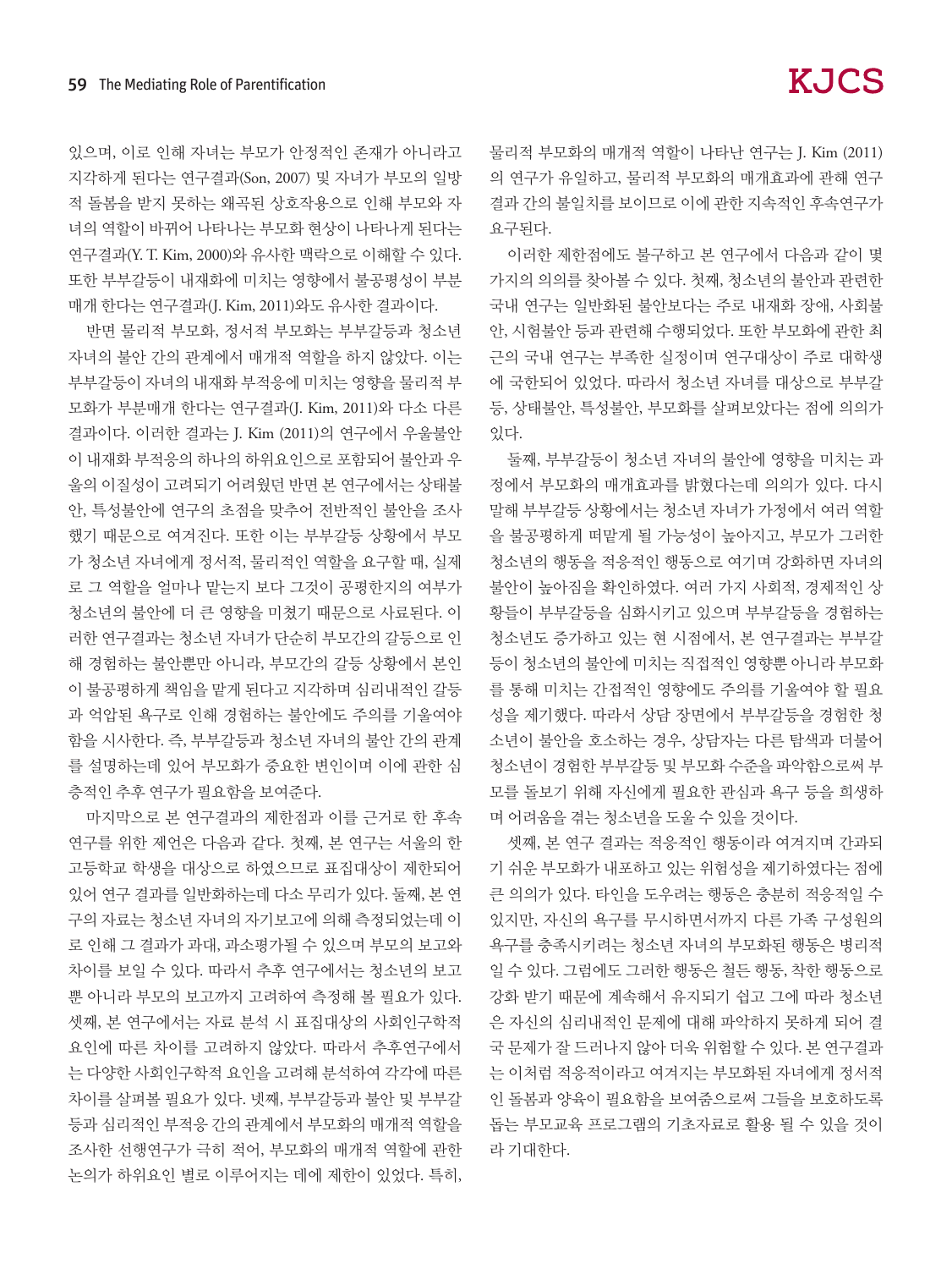있으며, 이로 인해 자녀는 부모가 안정적인 존재가 아니라고 지각하게 된다는 연구결과(Son, 2007) 및 자녀가 부모의 일방적 돌봄을 받지 못하는 왜곡된 상호작용으로 인해 부모와 자녀의 역할이 바뀌어 나타나는 부모화 현상이 나타나게 된다는 연구결과(Y. T. Kim, 2000)와 유사한 맥락으로 이해할 수 있다. 또한 부부갈등이 내재화에 미치는 영향에서 불공평성이 부분매개 한다는 연구결과(J. Kim, 2011)와도 유사한 결과이다.

반면 물리적 부모화, 정서적 부모화는 부부갈등과 청소년 자녀의 불안 간의 관계에서 매개적 역할을 하지 않았다. 이는 부부갈등이 자녀의 내재화 부적응에 미치는 영향을 물리적 부모화가 부분매개 한다는 연구결과(J. Kim, 2011)와 다소 다른 결과이다. 이러한 결과는 J. Kim (2011)의 연구에서 우울불안이 내재화 부적응의 하나의 하위요인으로 포함되어 불안과 우울의 이질성이 고려되기 어려웠던 반면 본 연구에서는 상태불안, 특성불안에 연구의 초점을 맞추어 전반적인 불안을 조사했기 때문으로 여겨진다. 또한 이는 부부갈등 상황에서 부모가 청소년 자녀에게 정서적, 물리적인 역할을 요구할 때, 실제로 그 역할을 얼마나 맡는지 보다 그것이 공평한지의 여부가 청소년의 불안에 더 큰 영향을 미쳤기 때문으로 사료된다. 이러한 연구결과는 청소년 자녀가 단순히 부모간의 갈등으로 인해 경험하는 불안뿐만 아니라, 부모간의 갈등 상황에서 본인이 불공평하게 책임을 맡게 된다고 지각하며 심리내적인 갈등과 억압된 욕구로 인해 경험하는 불안에도 주의를 기울여야 함을 시사한다. 즉, 부부갈등과 청소년 자녀의 불안 간의 관계를 설명하는데 있어 부모화가 중요한 변인이며 이에 관한 심층적인 추후 연구가 필요함을 보여준다.

마지막으로 본 연구결과의 제한점과 이를 근거로 한 후속연구를 위한 제언은 다음과 같다. 첫째, 본 연구는 서울의 한 고등학교 학생을 대상으로 하였으므로 표집대상이 제한되어 있어 연구 결과를 일반화하는데 다소 무리가 있다. 둘째, 본 연구의 자료는 청소년 자녀의 자기보고에 의해 측정되었는데 이로 인해 그 결과가 과대, 과소평가될 수 있으며 부모의 보고와 차이를 보일 수 있다. 따라서 추후 연구에서는 청소년의 보고뿐 아니라 부모의 보고까지 고려하여 측정해 볼 필요가 있다. 셋째, 본 연구에서는 자료 분석 시 표집대상의 사회인구학적 요인에 따른 차이를 고려하지 않았다. 따라서 추후연구에서는 다양한 사회인구학적 요인을 고려해 분석하여 각각에 따른 차이를 살펴볼 필요가 있다. 넷째, 부부갈등과 불안 및 부부갈등과 심리적인 부적응 간의 관계에서 부모화의 매개적 역할을 조사한 선행연구가 극히 적어, 부모화의 매개적 역할에 관한 논의가 하위요인 별로 이루어지는 데에 제한이 있었다. 특히, 물리적 부모화의 매개적 역할이 나타난 연구는 J. Kim (2011)의 연구가 유일하고, 물리적 부모화의 매개효과에 관해 연구결과 간의 불일치를 보이므로 이에 관한 지속적인 후속연구가 요구된다.

이러한 제한점에도 불구하고 본 연구에서 다음과 같이 몇 가지의 의의를 찾아볼 수 있다. 첫째, 청소년의 불안과 관련한 국내 연구는 일반화된 불안보다는 주로 내재화 장애, 사회불안, 시험불안 등과 관련해 수행되었다. 또한 부모화에 관한 최근의 국내 연구는 부족한 실정이며 연구대상이 주로 대학생에 국한되어 있었다. 따라서 청소년 자녀를 대상으로 부부갈등, 상태불안, 특성불안, 부모화를 살펴보았다는 점에 의의가 있다.

둘째, 부부갈등이 청소년 자녀의 불안에 영향을 미치는 과정에서 부모화의 매개효과를 밝혔다는데 의의가 있다. 다시 말해 부부갈등 상황에서는 청소년 자녀가 가정에서 여러 역할을 불공평하게 떠맡게 될 가능성이 높아지고, 부모가 그러한 청소년의 행동을 적응적인 행동으로 여기며 강화하면 자녀의 불안이 높아짐을 확인하였다. 여러 가지 사회적, 경제적인 상황들이 부부갈등을 심화시키고 있으며 부부갈등을 경험하는 청소년도 증가하고 있는 현 시점에서, 본 연구결과는 부부갈등이 청소년의 불안에 미치는 직접적인 영향뿐 아니라 부모화를 통해 미치는 간접적인 영향에도 주의를 기울여야 할 필요성을 제기했다. 따라서 상담 장면에서 부부갈등을 경험한 청소년이 불안을 호소하는 경우, 상담자는 다른 탐색과 더불어 청소년이 경험한 부부갈등 및 부모화 수준을 파악함으로써 부모를 돌보기 위해 자신에게 필요한 관심과 욕구 등을 희생하며 어려움을 겪는 청소년을 도울 수 있을 것이다.

셋째, 본 연구 결과는 적응적인 행동이라 여겨지며 간과되기 쉬운 부모화가 내포하고 있는 위험성을 제기하였다는 점에 큰 의의가 있다. 타인을 도우려는 행동은 충분히 적응적일 수 있지만, 자신의 욕구를 무시하면서까지 다른 가족 구성원의 욕구를 충족시키려는 청소년 자녀의 부모화된 행동은 병리적일 수 있다. 그럼에도 그러한 행동은 철든 행동, 착한 행동으로 강화 받기 때문에 계속해서 유지되기 쉽고 그에 따라 청소년은 자신의 심리내적인 문제에 대해 파악하지 못하게 되어 결국 문제가 잘 드러나지 않아 더욱 위험할 수 있다. 본 연구결과는 이처럼 적응적이라고 여겨지는 부모화된 자녀에게 정서적인 돌봄과 양육이 필요함을 보여줌으로써 그들을 보호하도록 돕는 부모교육 프로그램의 기초자료로 활용 될 수 있을 것이라 기대한다.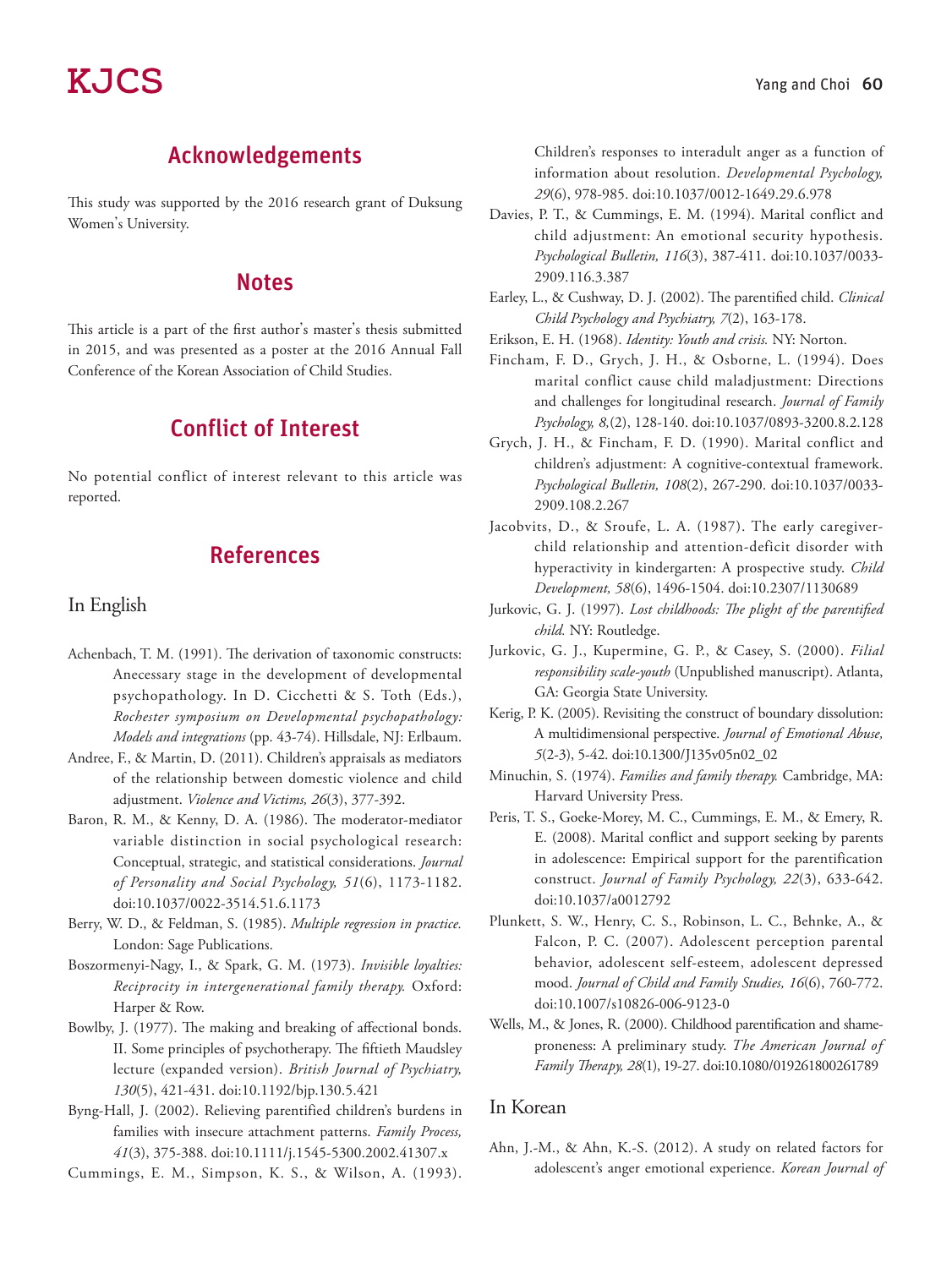## Acknowledgements

This study was supported by the 2016 research grant of Duksung Women's University.

## Notes

This article is a part of the first author's master's thesis submitted in 2015, and was presented as a poster at the 2016 Annual Fall Conference of the Korean Association of Child Studies.

## Conflict of Interest

No potential conflict of interest relevant to this article was reported.

## References

### In English

Achenbach, T. M. (1991). The derivation of taxonomic constructs: Anecessary stage in the development of developmental psychopathology. In D. Cicchetti & S. Toth (Eds.), *Rochester symposium on Developmental psychopathology: Models and integrations* (pp. 43-74). Hillsdale, NJ: Erlbaum.

Andree, F., & Martin, D. (2011). Children's appraisals as mediators of the relationship between domestic violence and child adjustment. *Violence and Victims, 26*(3), 377-392.

Baron, R. M., & Kenny, D. A. (1986). The moderator-mediator variable distinction in social psychological research: Conceptual, strategic, and statistical considerations. *Journal of Personality and Social Psychology, 51*(6), 1173-1182. doi:10.1037/0022-3514.51.6.1173

Berry, W. D., & Feldman, S. (1985). *Multiple regression in practice.* London: Sage Publications.

Boszormenyi-Nagy, I., & Spark, G. M. (1973). *Invisible loyalties: Reciprocity in intergenerational family therapy.* Oxford: Harper & Row.

Bowlby, J. (1977). The making and breaking of affectional bonds. II. Some principles of psychotherapy. The fiftieth Maudsley lecture (expanded version). *British Journal of Psychiatry, 130*(5), 421-431. doi:10.1192/bjp.130.5.421

Byng-Hall, J. (2002). Relieving parentified children's burdens in families with insecure attachment patterns. *Family Process, 41*(3), 375-388. doi:10.1111/j.1545-5300.2002.41307.x

Cummings, E. M., Simpson, K. S., & Wilson, A. (1993). Children's responses to interadult anger as a function of information about resolution. *Developmental Psychology, 29*(6), 978-985. doi:10.1037/0012-1649.29.6.978

Davies, P. T., & Cummings, E. M. (1994). Marital conflict and child adjustment: An emotional security hypothesis. *Psychological Bulletin, 116*(3), 387-411. doi:10.1037/0033-2909.116.3.387

Earley, L., & Cushway, D. J. (2002). The parentified child. *Clinical Child Psychology and Psychiatry, 7*(2), 163-178.

Erikson, E. H. (1968). *Identity: Youth and crisis.* NY: Norton.

Fincham, F. D., Grych, J. H., & Osborne, L. (1994). Does marital conflict cause child maladjustment: Directions and challenges for longitudinal research. *Journal of Family Psychology, 8,*(2), 128-140. doi:10.1037/0893-3200.8.2.128

Grych, J. H., & Fincham, F. D. (1990). Marital conflict and children's adjustment: A cognitive-contextual framework. *Psychological Bulletin, 108*(2), 267-290. doi:10.1037/0033-2909.108.2.267

Jacobvits, D., & Sroufe, L. A. (1987). The early caregiver-child relationship and attention-deficit disorder with hyperactivity in kindergarten: A prospective study. *Child Development, 58*(6), 1496-1504. doi:10.2307/1130689

Jurkovic, G. J. (1997). *Lost childhoods: The plight of the parentified child.* NY: Routledge.

Jurkovic, G. J., Kupermine, G. P., & Casey, S. (2000). *Filial responsibility scale-youth* (Unpublished manuscript). Atlanta, GA: Georgia State University.

Kerig, P. K. (2005). Revisiting the construct of boundary dissolution: A multidimensional perspective. *Journal of Emotional Abuse, 5*(2-3), 5-42. doi:10.1300/J135v05n02_02

Minuchin, S. (1974). *Families and family therapy.* Cambridge, MA: Harvard University Press.

Peris, T. S., Goeke-Morey, M. C., Cummings, E. M., & Emery, R. E. (2008). Marital conflict and support seeking by parents in adolescence: Empirical support for the parentification construct. *Journal of Family Psychology, 22*(3), 633-642. doi:10.1037/a0012792

Plunkett, S. W., Henry, C. S., Robinson, L. C., Behnke, A., & Falcon, P. C. (2007). Adolescent perception parental behavior, adolescent self-esteem, adolescent depressed mood. *Journal of Child and Family Studies, 16*(6), 760-772. doi:10.1007/s10826-006-9123-0

Wells, M., & Jones, R. (2000). Childhood parentification and shame-proneness: A preliminary study. *The American Journal of Family Therapy, 28*(1), 19-27. doi:10.1080/019261800261789

### In Korean

Ahn, J.-M., & Ahn, K.-S. (2012). A study on related factors for adolescent's anger emotional experience. *Korean Journal of*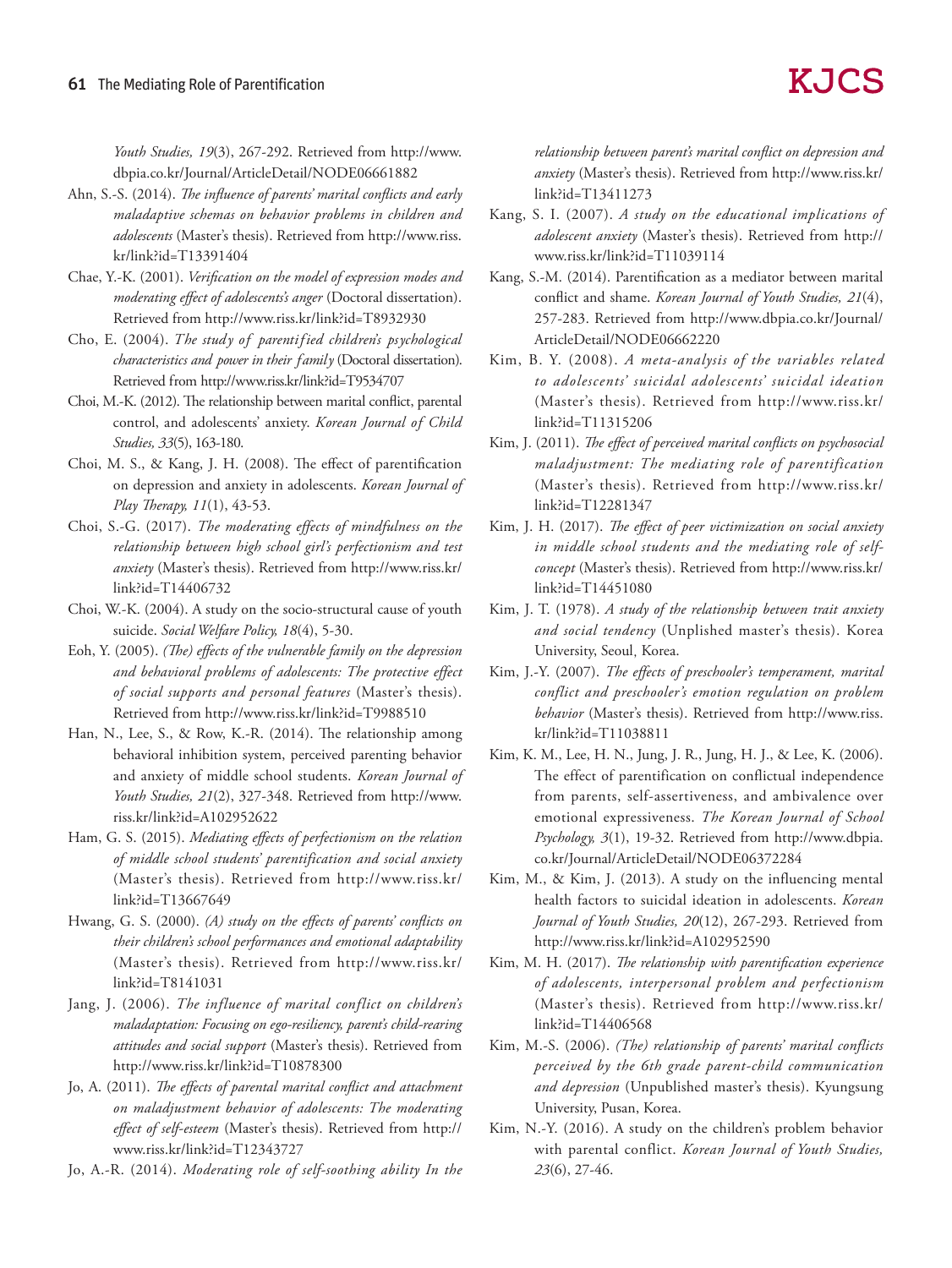*Youth Studies, 19*(3), 267-292. Retrieved from http://www.dbpia.co.kr/Journal/ArticleDetail/NODE06661882

Ahn, S.-S. (2014). *The influence of parents' marital conflicts and early maladaptive schemas on behavior problems in children and adolescents* (Master's thesis). Retrieved from http://www.riss.kr/link?id=T13391404

Chae, Y.-K. (2001). *Verification on the model of expression modes and moderating effect of adolescents's anger* (Doctoral dissertation). Retrieved from http://www.riss.kr/link?id=T8932930

Cho, E. (2004). *The study of parentified children's psychological characteristics and power in their family* (Doctoral dissertation). Retrieved from http://www.riss.kr/link?id=T9534707

Choi, M.-K. (2012). The relationship between marital conflict, parental control, and adolescents' anxiety. *Korean Journal of Child Studies, 33*(5), 163-180.

Choi, M. S., & Kang, J. H. (2008). The effect of parentification on depression and anxiety in adolescents. *Korean Journal of Play Therapy, 11*(1), 43-53.

Choi, S.-G. (2017). *The moderating effects of mindfulness on the relationship between high school girl's perfectionism and test anxiety* (Master's thesis). Retrieved from http://www.riss.kr/link?id=T14406732

Choi, W.-K. (2004). A study on the socio-structural cause of youth suicide. *Social Welfare Policy, 18*(4), 5-30.

Eoh, Y. (2005). *(The) effects of the vulnerable family on the depression and behavioral problems of adolescents: The protective effect of social supports and personal features* (Master's thesis). Retrieved from http://www.riss.kr/link?id=T9988510

Han, N., Lee, S., & Row, K.-R. (2014). The relationship among behavioral inhibition system, perceived parenting behavior and anxiety of middle school students. *Korean Journal of Youth Studies, 21*(2), 327-348. Retrieved from http://www.riss.kr/link?id=A102952622

Ham, G. S. (2015). *Mediating effects of perfectionism on the relation of middle school students' parentification and social anxiety* (Master's thesis). Retrieved from http://www.riss.kr/link?id=T13667649

Hwang, G. S. (2000). *(A) study on the effects of parents' conflicts on their children's school performances and emotional adaptability* (Master's thesis). Retrieved from http://www.riss.kr/link?id=T8141031

Jang, J. (2006). *The influence of marital conflict on children's maladaptation: Focusing on ego-resiliency, parent's child-rearing attitudes and social support* (Master's thesis). Retrieved from http://www.riss.kr/link?id=T10878300

Jo, A. (2011). *The effects of parental marital conflict and attachment on maladjustment behavior of adolescents: The moderating effect of self-esteem* (Master's thesis). Retrieved from http://www.riss.kr/link?id=T12343727

Jo, A.-R. (2014). *Moderating role of self-soothing ability In the relationship between parent's marital conflict on depression and anxiety* (Master's thesis). Retrieved from http://www.riss.kr/link?id=T13411273

Kang, S. I. (2007). *A study on the educational implications of adolescent anxiety* (Master's thesis). Retrieved from http://www.riss.kr/link?id=T11039114

Kang, S.-M. (2014). Parentification as a mediator between marital conflict and shame. *Korean Journal of Youth Studies, 21*(4), 257-283. Retrieved from http://www.dbpia.co.kr/Journal/ArticleDetail/NODE06662220

Kim, B. Y. (2008). *A meta-analysis of the variables related to adolescents' suicidal adolescents' suicidal ideation* (Master's thesis). Retrieved from http://www.riss.kr/link?id=T11315206

Kim, J. (2011). *The effect of perceived marital conflicts on psychosocial maladjustment: The mediating role of parentification* (Master's thesis). Retrieved from http://www.riss.kr/link?id=T12281347

Kim, J. H. (2017). *The effect of peer victimization on social anxiety in middle school students and the mediating role of self-concept* (Master's thesis). Retrieved from http://www.riss.kr/link?id=T14451080

Kim, J. T. (1978). *A study of the relationship between trait anxiety and social tendency* (Unplished master's thesis). Korea University, Seoul, Korea.

Kim, J.-Y. (2007). *The effects of preschooler's temperament, marital conflict and preschooler's emotion regulation on problem behavior* (Master's thesis). Retrieved from http://www.riss.kr/link?id=T11038811

Kim, K. M., Lee, H. N., Jung, J. R., Jung, H. J., & Lee, K. (2006). The effect of parentification on conflictual independence from parents, self-assertiveness, and ambivalence over emotional expressiveness. *The Korean Journal of School Psychology, 3*(1), 19-32. Retrieved from http://www.dbpia.co.kr/Journal/ArticleDetail/NODE06372284

Kim, M., & Kim, J. (2013). A study on the influencing mental health factors to suicidal ideation in adolescents. *Korean Journal of Youth Studies, 20*(12), 267-293. Retrieved from http://www.riss.kr/link?id=A102952590

Kim, M. H. (2017). *The relationship with parentification experience of adolescents, interpersonal problem and perfectionism* (Master's thesis). Retrieved from http://www.riss.kr/link?id=T14406568

Kim, M.-S. (2006). *(The) relationship of parents' marital conflicts perceived by the 6th grade parent-child communication and depression* (Unpublished master's thesis). Kyungsung University, Pusan, Korea.

Kim, N.-Y. (2016). A study on the children's problem behavior with parental conflict. *Korean Journal of Youth Studies, 23*(6), 27-46.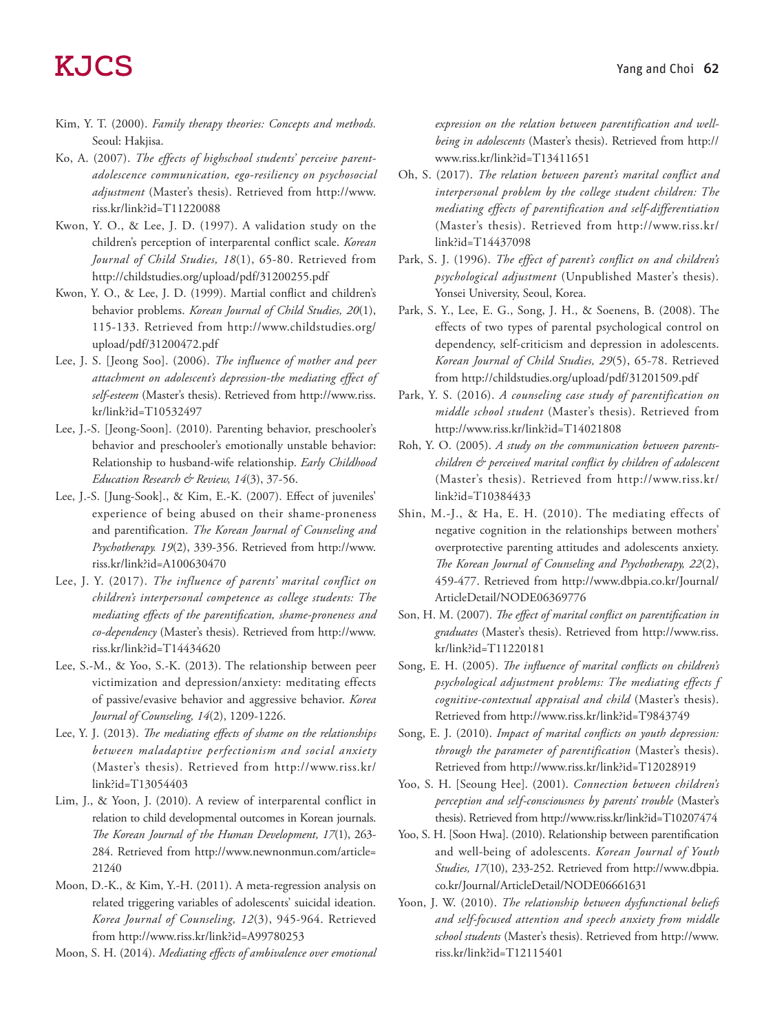Kim, Y. T. (2000). *Family therapy theories: Concepts and methods.* Seoul: Hakjisa.

Ko, A. (2007). *The effects of highschool students' perceive parent-adolescence communication, ego-resiliency on psychosocial adjustment* (Master's thesis). Retrieved from http://www.riss.kr/link?id=T11220088

Kwon, Y. O., & Lee, J. D. (1997). A validation study on the children's perception of interparental conflict scale. *Korean Journal of Child Studies, 18*(1), 65-80. Retrieved from http://childstudies.org/upload/pdf/31200255.pdf

Kwon, Y. O., & Lee, J. D. (1999). Martial conflict and children's behavior problems. *Korean Journal of Child Studies, 20*(1), 115-133. Retrieved from http://www.childstudies.org/upload/pdf/31200472.pdf

Lee, J. S. [Jeong Soo]. (2006). *The influence of mother and peer attachment on adolescent's depression-the mediating effect of self-esteem* (Master's thesis). Retrieved from http://www.riss.kr/link?id=T10532497

Lee, J.-S. [Jeong-Soon]. (2010). Parenting behavior, preschooler's behavior and preschooler's emotionally unstable behavior: Relationship to husband-wife relationship. *Early Childhood Education Research & Review, 14*(3), 37-56.

Lee, J.-S. [Jung-Sook]., & Kim, E.-K. (2007). Effect of juveniles' experience of being abused on their shame-proneness and parentification. *The Korean Journal of Counseling and Psychotherapy. 19*(2), 339-356. Retrieved from http://www.riss.kr/link?id=A100630470

Lee, J. Y. (2017). *The influence of parents' marital conflict on children's interpersonal competence as college students: The mediating effects of the parentification, shame-proneness and co-dependency* (Master's thesis). Retrieved from http://www.riss.kr/link?id=T14434620

Lee, S.-M., & Yoo, S.-K. (2013). The relationship between peer victimization and depression/anxiety: meditating effects of passive/evasive behavior and aggressive behavior. *Korea Journal of Counseling, 14*(2), 1209-1226.

Lee, Y. J. (2013). *The mediating effects of shame on the relationships between maladaptive perfectionism and social anxiety* (Master's thesis). Retrieved from http://www.riss.kr/link?id=T13054403

Lim, J., & Yoon, J. (2010). A review of interparental conflict in relation to child developmental outcomes in Korean journals. *The Korean Journal of the Human Development, 17*(1), 263-284. Retrieved from http://www.newnonmun.com/article=21240

Moon, D.-K., & Kim, Y.-H. (2011). A meta-regression analysis on related triggering variables of adolescents' suicidal ideation. *Korea Journal of Counseling, 12*(3), 945-964. Retrieved from http://www.riss.kr/link?id=A99780253

Moon, S. H. (2014). *Mediating effects of ambivalence over emotional expression on the relation between parentification and well-being in adolescents* (Master's thesis). Retrieved from http://www.riss.kr/link?id=T13411651

Oh, S. (2017). *The relation between parent's marital conflict and interpersonal problem by the college student children: The mediating effects of parentification and self-differentiation* (Master's thesis). Retrieved from http://www.riss.kr/link?id=T14437098

Park, S. J. (1996). *The effect of parent's conflict on and children's psychological adjustment* (Unpublished Master's thesis). Yonsei University, Seoul, Korea.

Park, S. Y., Lee, E. G., Song, J. H., & Soenens, B. (2008). The effects of two types of parental psychological control on dependency, self-criticism and depression in adolescents. *Korean Journal of Child Studies, 29*(5), 65-78. Retrieved from http://childstudies.org/upload/pdf/31201509.pdf

Park, Y. S. (2016). *A counseling case study of parentification on middle school student* (Master's thesis). Retrieved from http://www.riss.kr/link?id=T14021808

Roh, Y. O. (2005). *A study on the communication between parents-children & perceived marital conflict by children of adolescent* (Master's thesis). Retrieved from http://www.riss.kr/link?id=T10384433

Shin, M.-J., & Ha, E. H. (2010). The mediating effects of negative cognition in the relationships between mothers' overprotective parenting attitudes and adolescents anxiety. *The Korean Journal of Counseling and Psychotherapy, 22*(2), 459-477. Retrieved from http://www.dbpia.co.kr/Journal/ArticleDetail/NODE06369776

Son, H. M. (2007). *The effect of marital conflict on parentification in graduates* (Master's thesis). Retrieved from http://www.riss.kr/link?id=T11220181

Song, E. H. (2005). *The influence of marital conflicts on children's psychological adjustment problems: The mediating effects f cognitive-contextual appraisal and child* (Master's thesis). Retrieved from http://www.riss.kr/link?id=T9843749

Song, E. J. (2010). *Impact of marital conflicts on youth depression: through the parameter of parentification* (Master's thesis). Retrieved from http://www.riss.kr/link?id=T12028919

Yoo, S. H. [Seoung Hee]. (2001). *Connection between children's perception and self-consciousness by parents' trouble* (Master's thesis). Retrieved from http://www.riss.kr/link?id=T10207474

Yoo, S. H. [Soon Hwa]. (2010). Relationship between parentification and well-being of adolescents. *Korean Journal of Youth Studies, 17*(10), 233-252. Retrieved from http://www.dbpia.co.kr/Journal/ArticleDetail/NODE06661631

Yoon, J. W. (2010). *The relationship between dysfunctional beliefs and self-focused attention and speech anxiety from middle school students* (Master's thesis). Retrieved from http://www.riss.kr/link?id=T12115401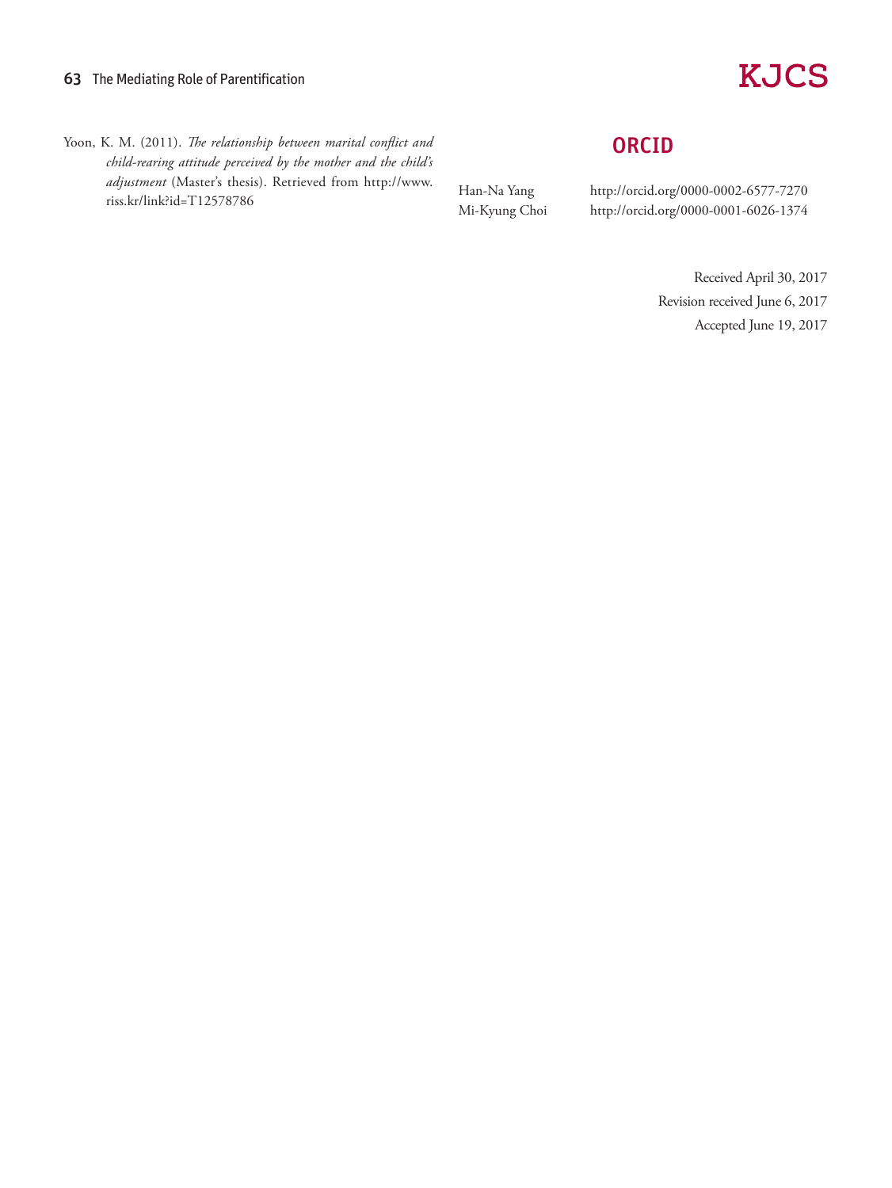Yoon, K. M. (2011). *The relationship between marital conflict and child-rearing attitude perceived by the mother and the child's adjustment* (Master's thesis). Retrieved from http://www.riss.kr/link?id=T12578786

## ORCID

| | |
|---|---|
| Han-Na Yang | http://orcid.org/0000-0002-6577-7270 |
| Mi-Kyung Choi | http://orcid.org/0000-0001-6026-1374 |

Received April 30, 2017
Revision received June 6, 2017
Accepted June 19, 2017